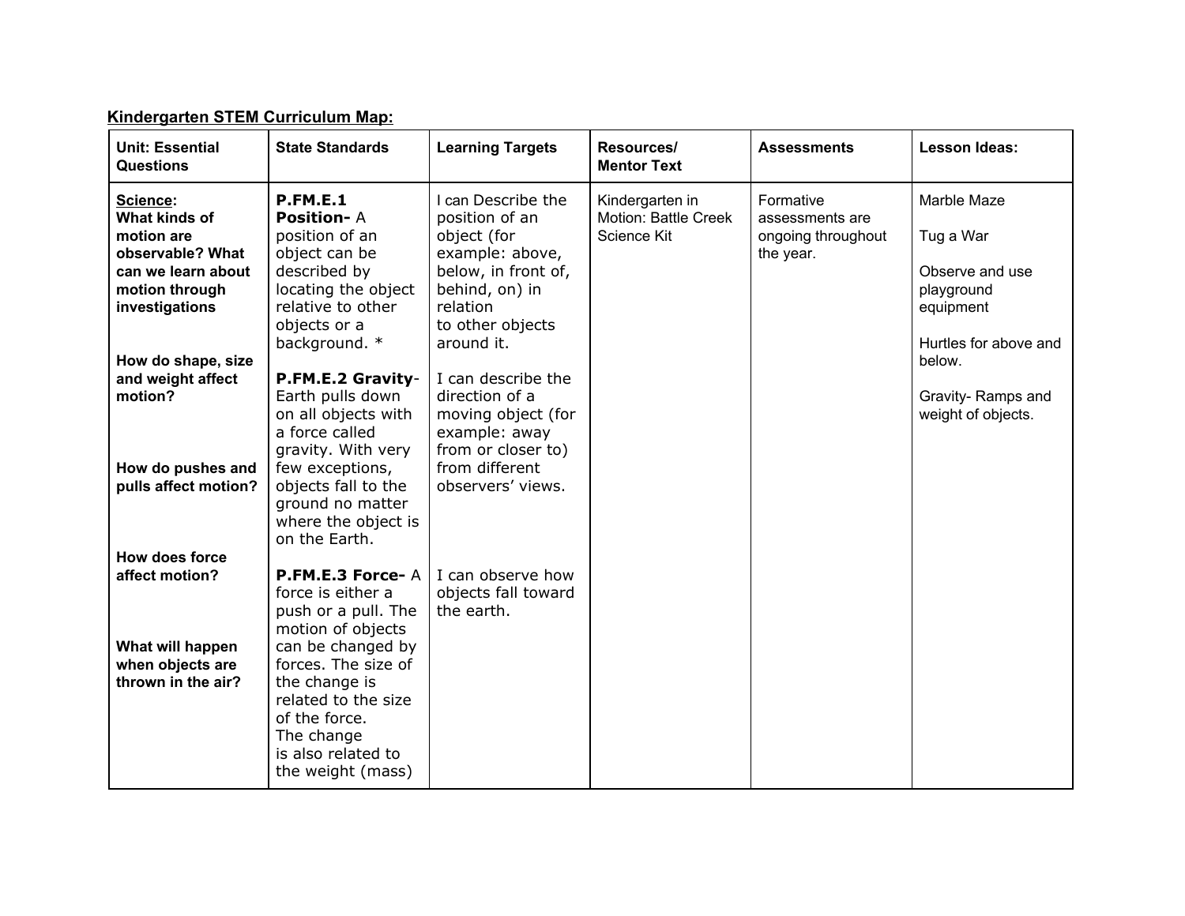**Kindergarten STEM Curriculum Map:**

| Unit: Essential Questions | State Standards | Learning Targets | Resources/ Mentor Text | Assessments | Lesson Ideas: |
|---|---|---|---|---|---|
| **Science:** **What kinds of motion are observable? What can we learn about motion through investigations**<br><br>**How do shape, size and weight affect motion?**<br><br>**How do pushes and pulls affect motion?**<br><br>**How does force affect motion?**<br><br>**What will happen when objects are thrown in the air?** | **P.FM.E.1 Position-** A position of an object can be described by locating the object relative to other objects or a background. *<br><br>**P.FM.E.2 Gravity**- Earth pulls down on all objects with a force called gravity. With very few exceptions, objects fall to the ground no matter where the object is on the Earth.<br><br>**P.FM.E.3 Force-** A force is either a push or a pull. The motion of objects can be changed by forces. The size of the change is related to the size of the force. The change is also related to the weight (mass) | I can Describe the position of an object (for example: above, below, in front of, behind, on) in relation to other objects around it.<br><br>I can describe the direction of a moving object (for example: away from or closer to) from different observers' views.<br><br>I can observe how objects fall toward the earth. | Kindergarten in Motion: Battle Creek Science Kit | Formative assessments are ongoing throughout the year. | Marble Maze<br><br>Tug a War<br><br>Observe and use playground equipment<br><br>Hurtles for above and below.<br><br>Gravity- Ramps and weight of objects. |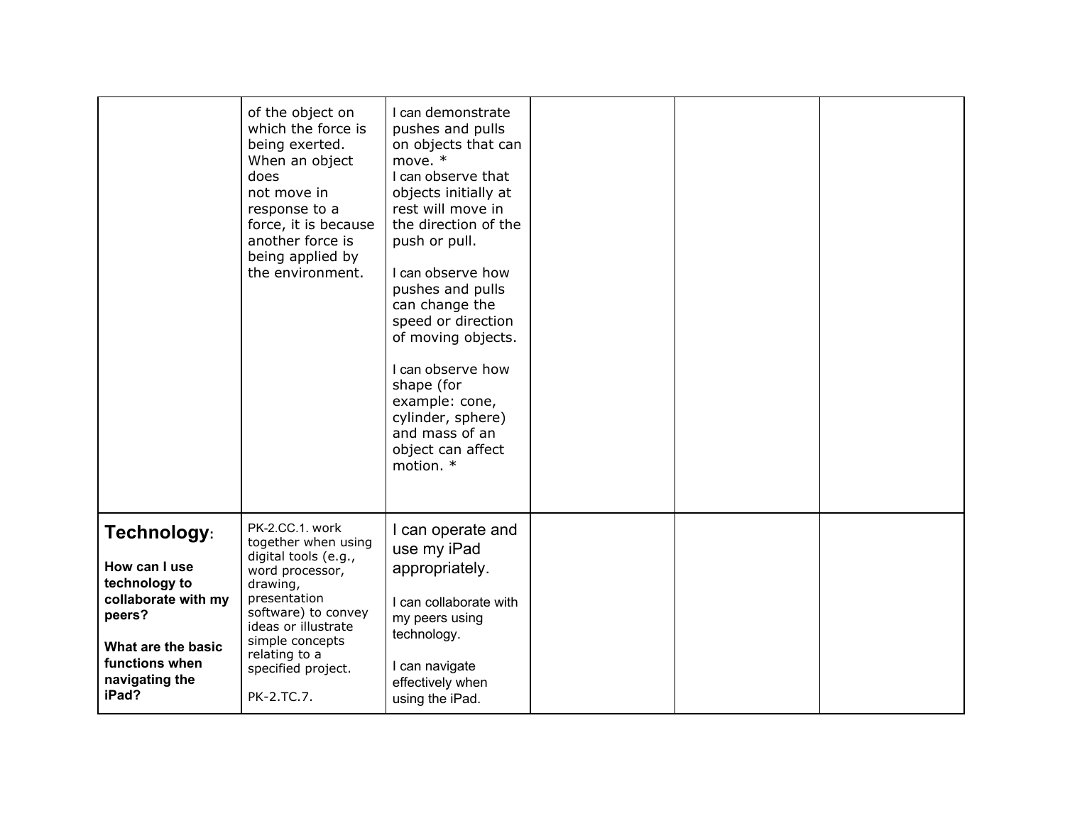|  |  |  |  |  |  |
|---|---|---|---|---|---|
|  | of the object on which the force is being exerted. When an object does not move in response to a force, it is because another force is being applied by the environment. | I can demonstrate pushes and pulls on objects that can move. *<br>I can observe that objects initially at rest will move in the direction of the push or pull.<br><br>I can observe how pushes and pulls can change the speed or direction of moving objects.<br><br>I can observe how shape (for example: cone, cylinder, sphere) and mass of an object can affect motion. * |  |  |  |
| **Technology**:<br><br>**How can I use technology to collaborate with my peers?**<br><br>**What are the basic functions when navigating the iPad?** | PK-2.CC.1. work together when using digital tools (e.g., word processor, drawing, presentation software) to convey ideas or illustrate simple concepts relating to a specified project.<br><br>PK-2.TC.7. | I can operate and use my iPad appropriately.<br><br>I can collaborate with my peers using technology.<br><br>I can navigate effectively when using the iPad. |  |  |  |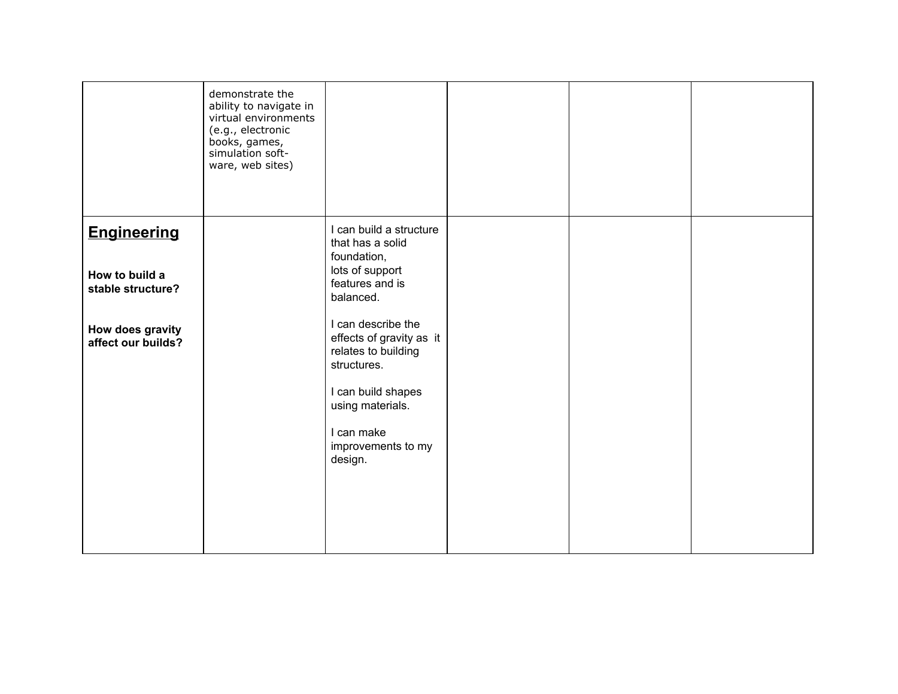| | | | | | |
|---|---|---|---|---|---|
| | demonstrate the ability to navigate in virtual environments (e.g., electronic books, games, simulation soft-ware, web sites) | | | | |
| **Engineering**<br><br>**How to build a stable structure?**<br><br>**How does gravity affect our builds?** | | I can build a structure that has a solid foundation, lots of support features and is balanced.<br><br>I can describe the effects of gravity as it relates to building structures.<br><br>I can build shapes using materials.<br><br>I can make improvements to my design. | | | |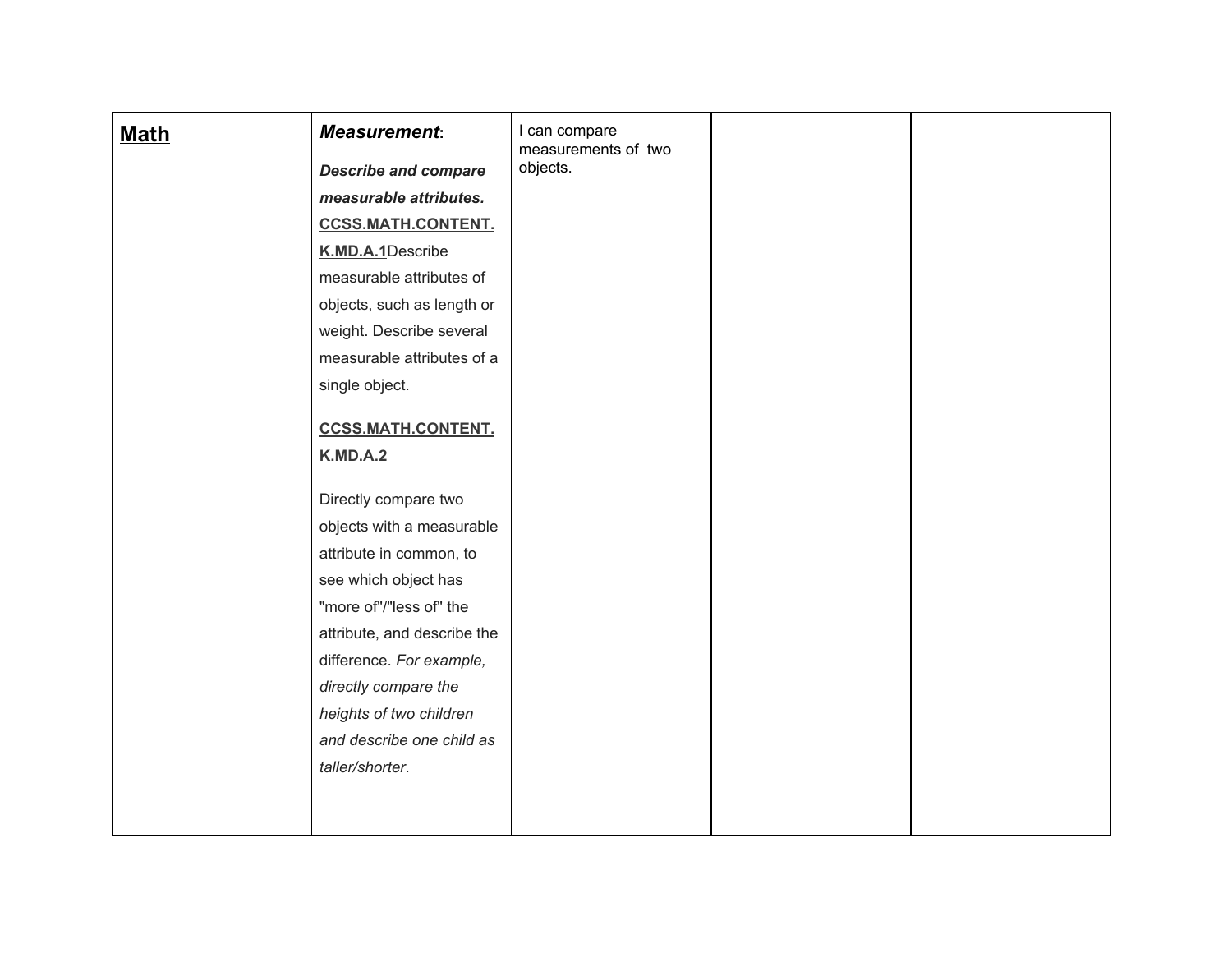| **Math** | ***Measurement*:** <br><br> ***Describe and compare measurable attributes.*** **CCSS.MATH.CONTENT.K.MD.A.1** Describe measurable attributes of objects, such as length or weight. Describe several measurable attributes of a single object. <br><br> **CCSS.MATH.CONTENT.K.MD.A.2** <br><br> Directly compare two objects with a measurable attribute in common, to see which object has "more of"/"less of" the attribute, and describe the difference. *For example, directly compare the heights of two children and describe one child as taller/shorter*. | I can compare measurements of two objects. | | |
|---|---|---|---|---|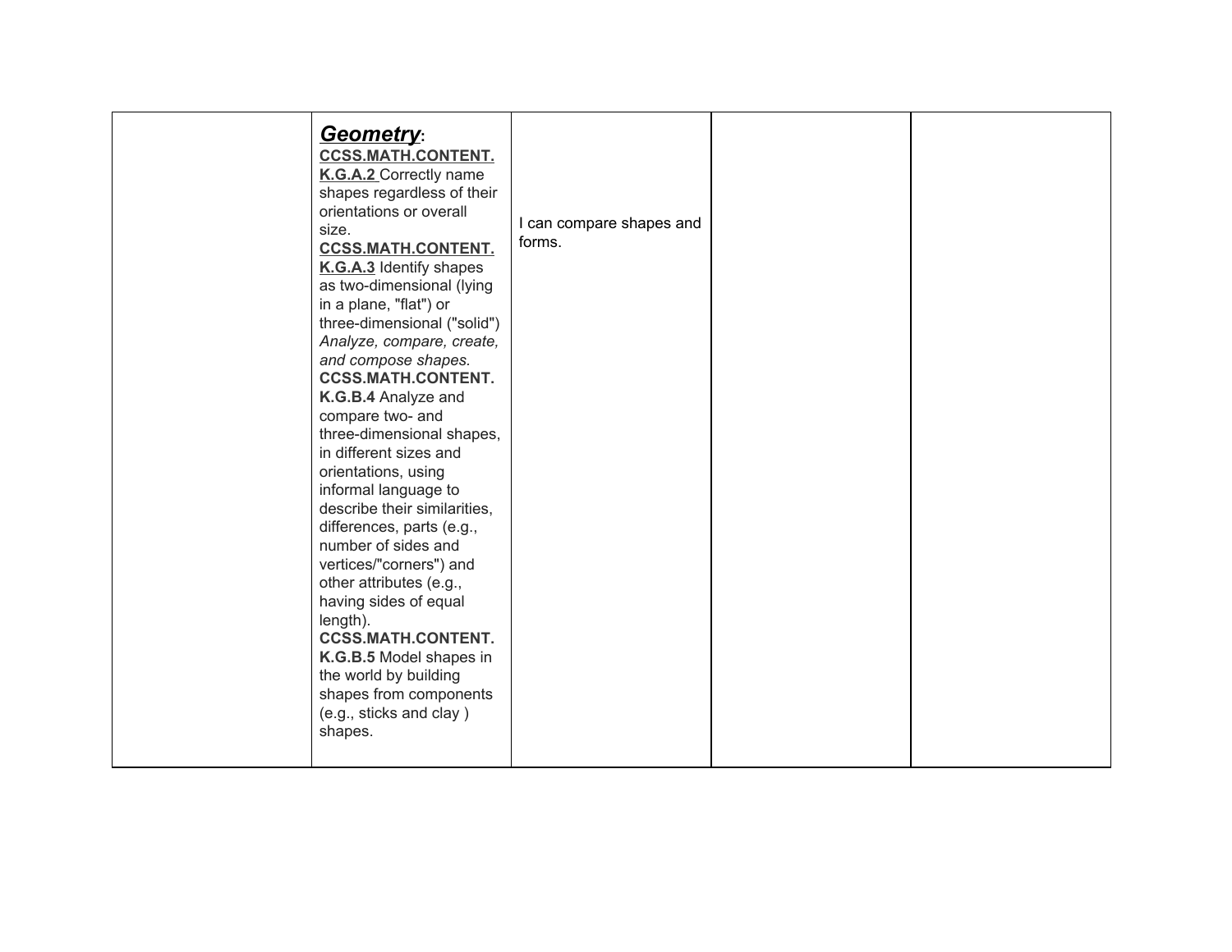| | | | | |
|---|---|---|---|---|
| | ***Geometry*:** **CCSS.MATH.CONTENT. K.G.A.2** Correctly name shapes regardless of their orientations or overall size. **CCSS.MATH.CONTENT. K.G.A.3** Identify shapes as two-dimensional (lying in a plane, "flat") or three-dimensional ("solid") *Analyze, compare, create, and compose shapes.* **CCSS.MATH.CONTENT. K.G.B.4** Analyze and compare two- and three-dimensional shapes, in different sizes and orientations, using informal language to describe their similarities, differences, parts (e.g., number of sides and vertices/"corners") and other attributes (e.g., having sides of equal length). **CCSS.MATH.CONTENT. K.G.B.5** Model shapes in the world by building shapes from components (e.g., sticks and clay ) shapes. | I can compare shapes and forms. | | |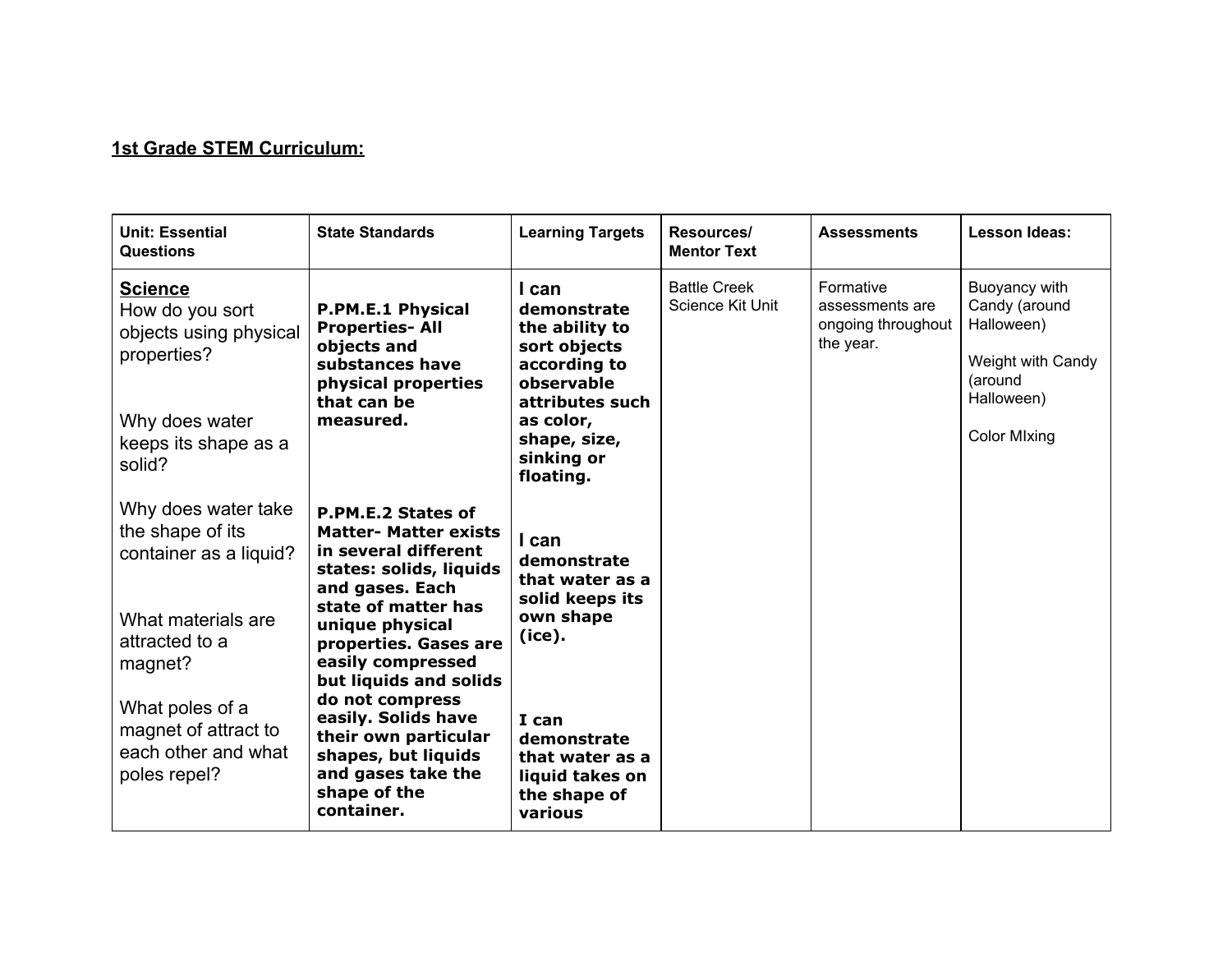**1st Grade STEM Curriculum:**

| Unit: Essential Questions | State Standards | Learning Targets | Resources/ Mentor Text | Assessments | Lesson Ideas: |
|---|---|---|---|---|---|
| **Science**<br>How do you sort objects using physical properties?<br><br>Why does water keeps its shape as a solid?<br><br>Why does water take the shape of its container as a liquid?<br><br>What materials are attracted to a magnet?<br><br>What poles of a magnet of attract to each other and what poles repel? | **P.PM.E.1 Physical Properties- All objects and substances have physical properties that can be measured.**<br><br>**P.PM.E.2 States of Matter- Matter exists in several different states: solids, liquids and gases. Each state of matter has unique physical properties. Gases are easily compressed but liquids and solids do not compress easily. Solids have their own particular shapes, but liquids and gases take the shape of the container.** | **I can demonstrate the ability to sort objects according to observable attributes such as color, shape, size, sinking or floating.**<br><br>**I can demonstrate that water as a solid keeps its own shape (ice).**<br><br>**I can demonstrate that water as a liquid takes on the shape of various** | Battle Creek Science Kit Unit | Formative assessments are ongoing throughout the year. | Buoyancy with Candy (around Halloween)<br><br>Weight with Candy (around Halloween)<br><br>Color MIxing |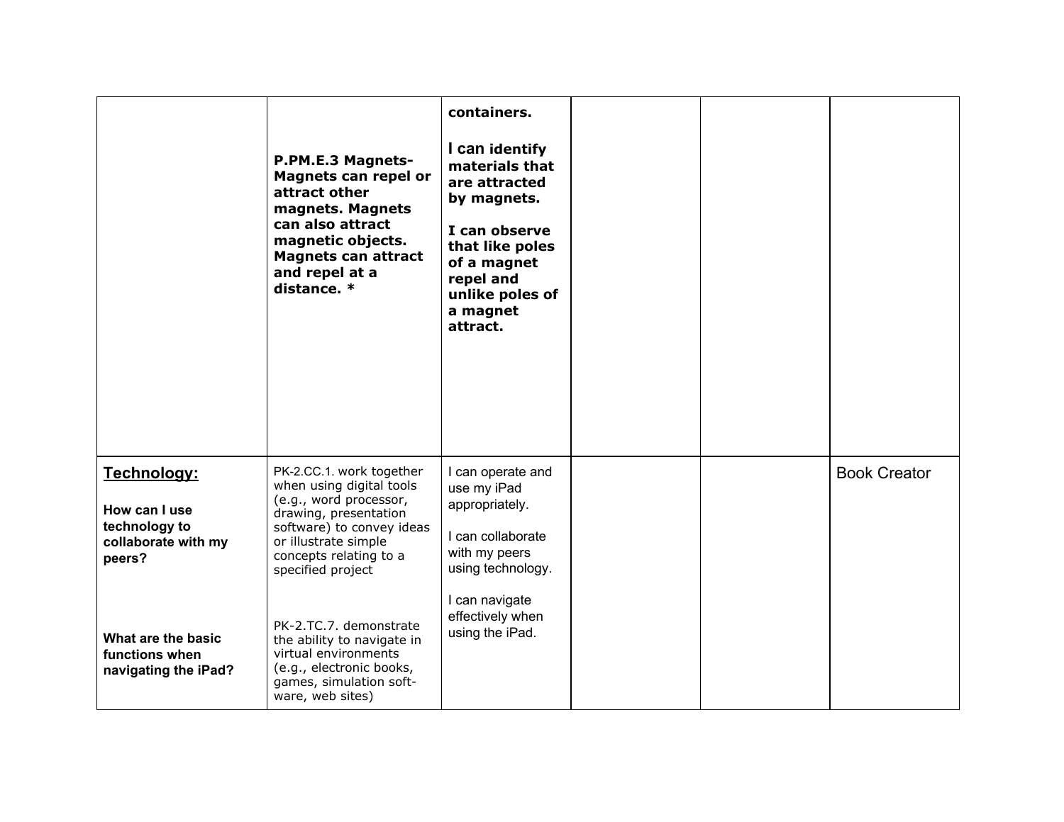|  |  |  |  |  |  |
|---|---|---|---|---|---|
|  | **P.PM.E.3 Magnets- Magnets can repel or attract other magnets. Magnets can also attract magnetic objects. Magnets can attract and repel at a distance. *** | **containers.**<br><br>**I can identify materials that are attracted by magnets.**<br><br>**I can observe that like poles of a magnet repel and unlike poles of a magnet attract.** |  |  |  |
| <u>**Technology:**</u><br><br>**How can I use technology to collaborate with my peers?**<br><br>**What are the basic functions when navigating the iPad?** | PK-2.CC.1. work together when using digital tools (e.g., word processor, drawing, presentation software) to convey ideas or illustrate simple concepts relating to a specified project<br><br>PK-2.TC.7. demonstrate the ability to navigate in virtual environments (e.g., electronic books, games, simulation soft-ware, web sites) | I can operate and use my iPad appropriately.<br><br>I can collaborate with my peers using technology.<br><br>I can navigate effectively when using the iPad. |  |  | Book Creator |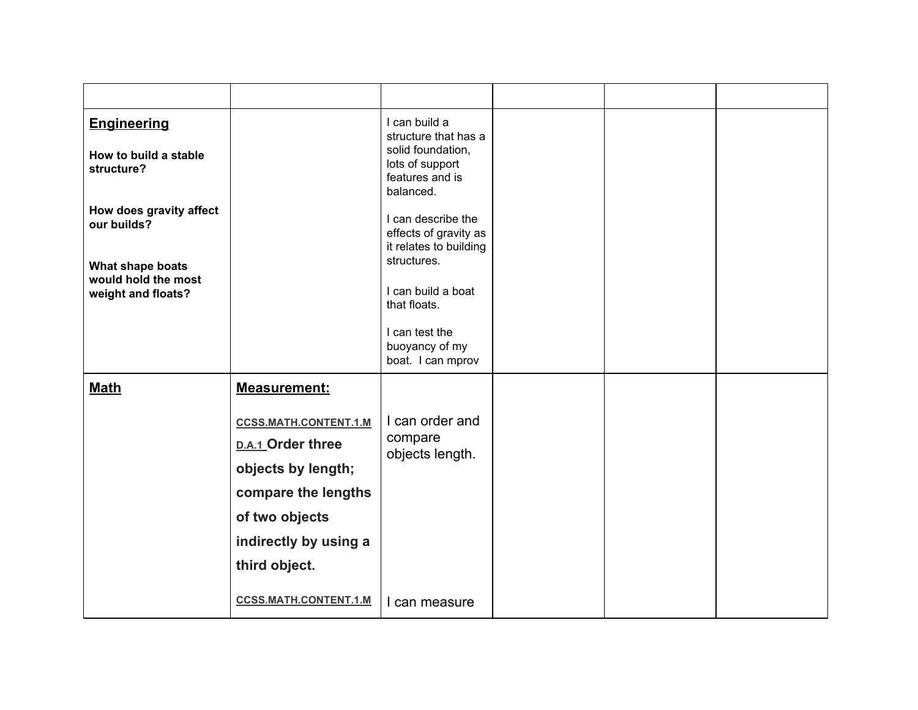| | | | | | |
|---|---|---|---|---|---|
| **Engineering**<br><br>**How to build a stable structure?**<br><br>**How does gravity affect our builds?**<br><br>**What shape boats would hold the most weight and floats?** | | I can build a structure that has a solid foundation, lots of support features and is balanced.<br><br>I can describe the effects of gravity as it relates to building structures.<br><br>I can build a boat that floats.<br><br>I can test the buoyancy of my boat. I can mprov | | | |
| **Math** | **Measurement:**<br><br>CCSS.MATH.CONTENT.1.MD.A.1 **Order three objects by length; compare the lengths of two objects indirectly by using a third object.**<br><br>CCSS.MATH.CONTENT.1.M | I can order and compare objects length.<br><br>I can measure | | | |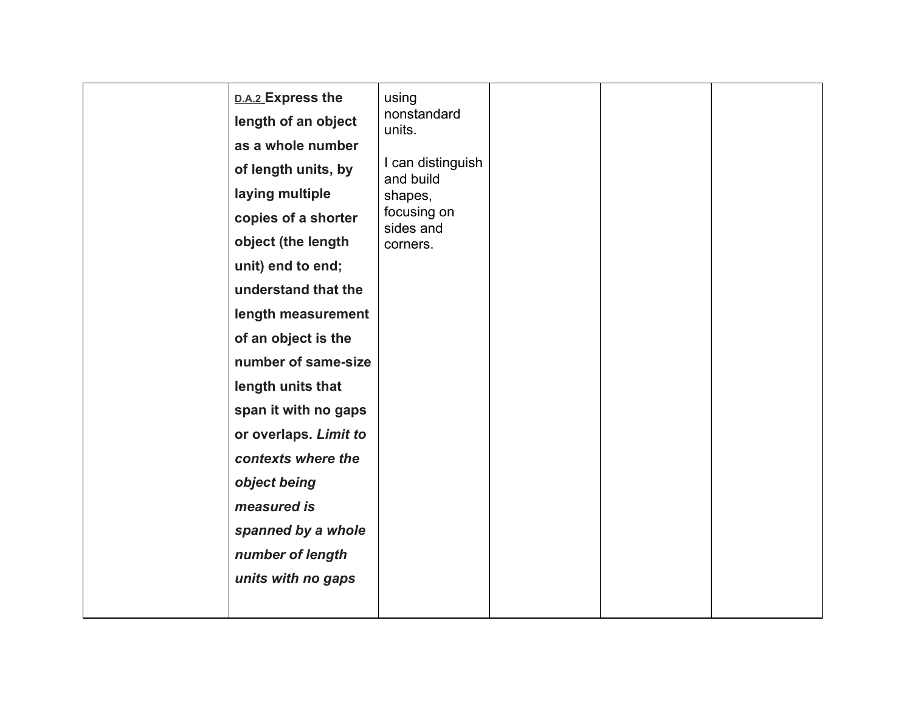|  | <u>D.A.2</u> **Express the length of an object as a whole number of length units, by laying multiple copies of a shorter object (the length unit) end to end; understand that the length measurement of an object is the number of same-size length units that span it with no gaps or overlaps.** ***Limit to contexts where the object being measured is spanned by a whole number of length units with no gaps*** | using nonstandard units.<br><br>I can distinguish and build shapes, focusing on sides and corners. |  |  |  |
|---|---|---|---|---|---|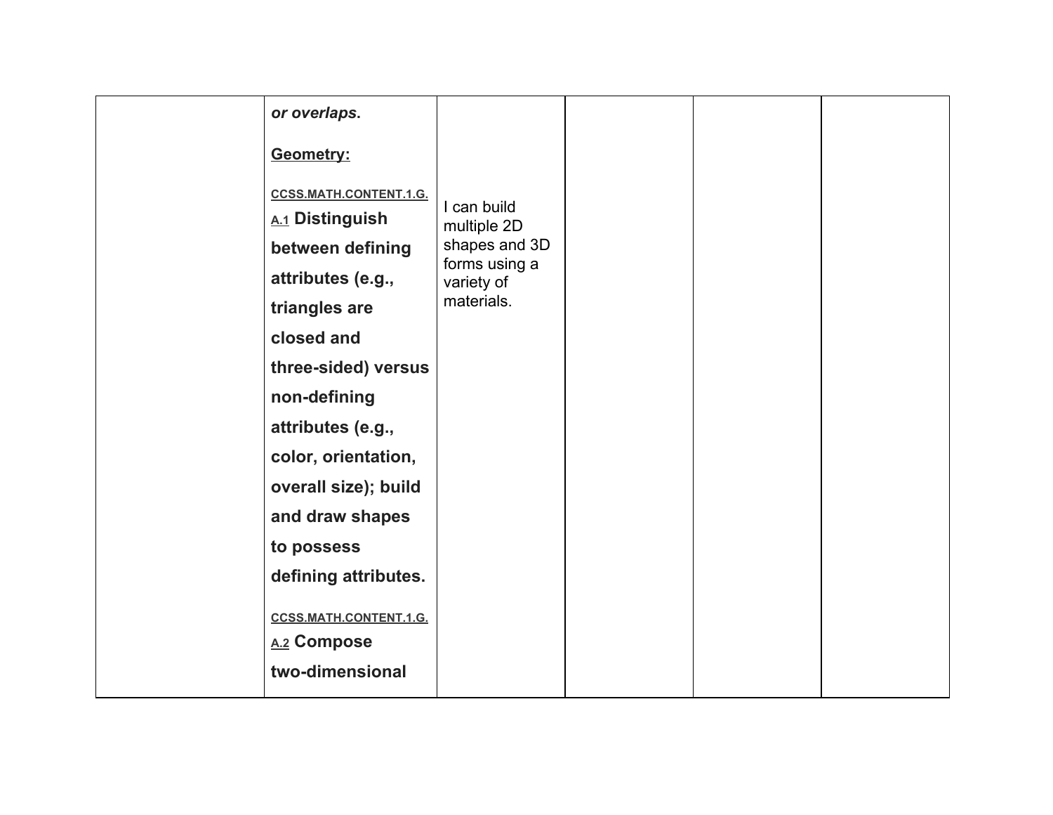|  | ***or overlaps.***<br><br>**Geometry:**<br><br>CCSS.MATH.CONTENT.1.G.A.1 **Distinguish between defining attributes (e.g., triangles are closed and three-sided) versus non-defining attributes (e.g., color, orientation, overall size); build and draw shapes to possess defining attributes.**<br><br>CCSS.MATH.CONTENT.1.G.A.2 **Compose two-dimensional** | I can build multiple 2D shapes and 3D forms using a variety of materials. |  |  |  |
|---|---|---|---|---|---|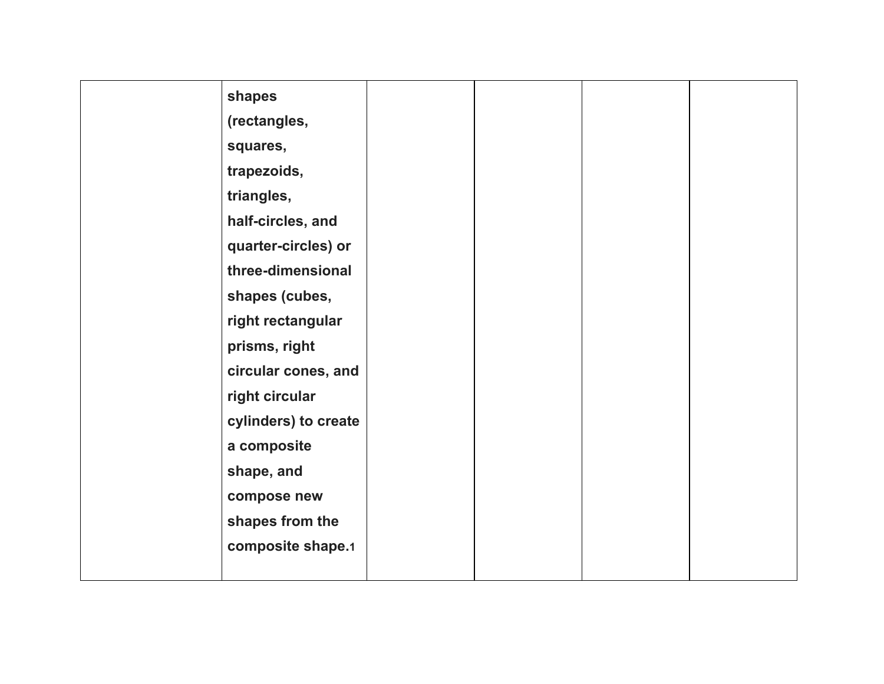| | | | | | |
|---|---|---|---|---|---|
| | **shapes (rectangles, squares, trapezoids, triangles, half-circles, and quarter-circles) or three-dimensional shapes (cubes, right rectangular prisms, right circular cones, and right circular cylinders) to create a composite shape, and compose new shapes from the composite shape.**[1] | | | | |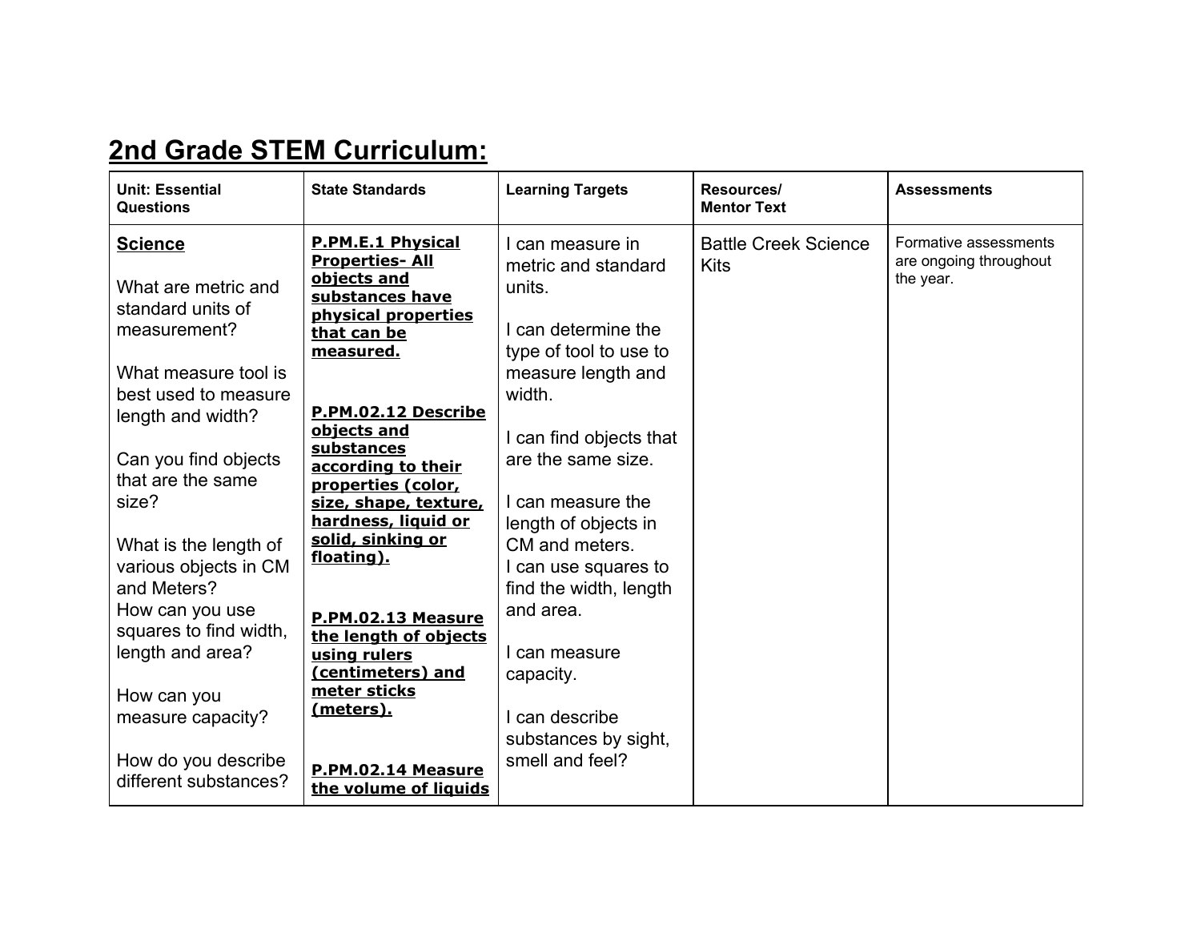## 2nd Grade STEM Curriculum:

| Unit: Essential Questions | State Standards | Learning Targets | Resources/ Mentor Text | Assessments |
|---|---|---|---|---|
| **Science**<br><br>What are metric and standard units of measurement?<br><br>What measure tool is best used to measure length and width?<br><br>Can you find objects that are the same size?<br><br>What is the length of various objects in CM and Meters?<br>How can you use squares to find width, length and area?<br><br>How can you measure capacity?<br><br>How do you describe different substances? | **P.PM.E.1 Physical Properties- All objects and substances have physical properties that can be measured.**<br><br>**P.PM.02.12 Describe objects and substances according to their properties (color, size, shape, texture, hardness, liquid or solid, sinking or floating).**<br><br>**P.PM.02.13 Measure the length of objects using rulers (centimeters) and meter sticks (meters).**<br><br>**P.PM.02.14 Measure the volume of liquids** | I can measure in metric and standard units.<br><br>I can determine the type of tool to use to measure length and width.<br><br>I can find objects that are the same size.<br><br>I can measure the length of objects in CM and meters.<br>I can use squares to find the width, length and area.<br><br>I can measure capacity.<br><br>I can describe substances by sight, smell and feel? | Battle Creek Science Kits | Formative assessments are ongoing throughout the year. |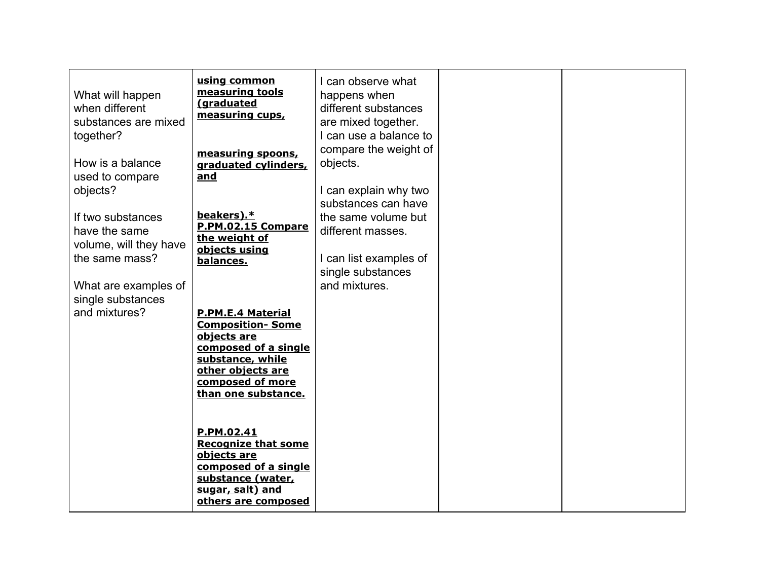| | | | | |
|---|---|---|---|---|
| What will happen when different substances are mixed together?<br><br>How is a balance used to compare objects?<br><br>If two substances have the same volume, will they have the same mass?<br><br>What are examples of single substances and mixtures? | **using common measuring tools (graduated measuring cups, measuring spoons, graduated cylinders, and beakers).***<br>**P.PM.02.15 Compare the weight of objects using balances.**<br><br>**P.PM.E.4 Material Composition- Some objects are composed of a single substance, while other objects are composed of more than one substance.**<br><br>**P.PM.02.41 Recognize that some objects are composed of a single substance (water, sugar, salt) and others are composed** | I can observe what happens when different substances are mixed together.<br>I can use a balance to compare the weight of objects.<br><br>I can explain why two substances can have the same volume but different masses.<br><br>I can list examples of single substances and mixtures. | | |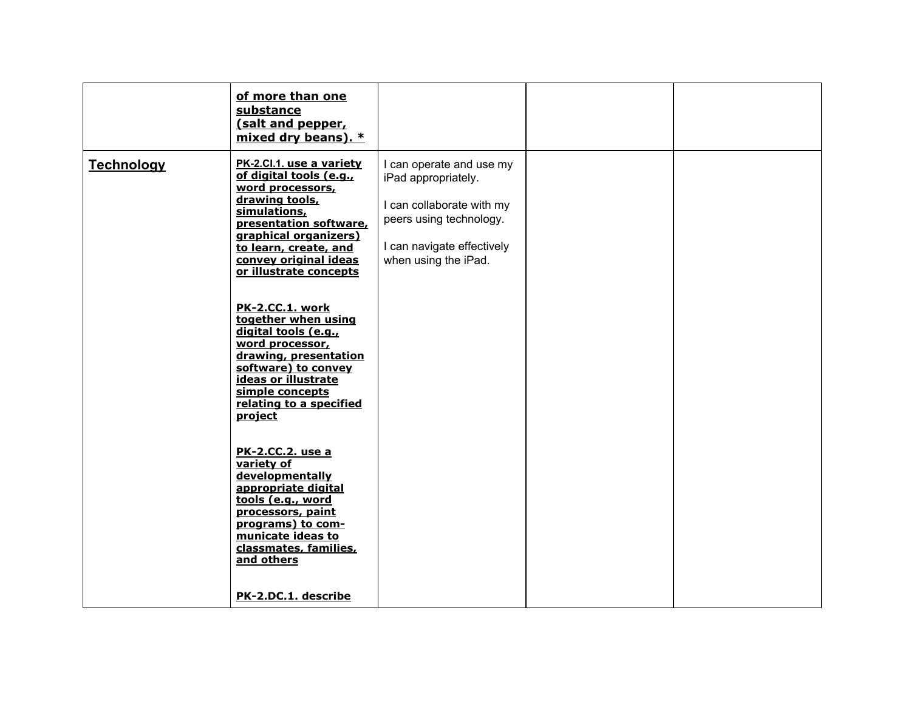| | | | | |
|---|---|---|---|---|
| | **of more than one substance (salt and pepper, mixed dry beans). *** | | | |
| **Technology** | PK-2.CI.1. **use a variety of digital tools (e.g., word processors, drawing tools, simulations, presentation software, graphical organizers) to learn, create, and convey original ideas or illustrate concepts**<br><br>**PK-2.CC.1. work together when using digital tools (e.g., word processor, drawing, presentation software) to convey ideas or illustrate simple concepts relating to a specified project**<br><br>**PK-2.CC.2. use a variety of developmentally appropriate digital tools (e.g., word processors, paint programs) to com-municate ideas to classmates, families, and others**<br><br>**PK-2.DC.1. describe** | I can operate and use my iPad appropriately.<br><br>I can collaborate with my peers using technology.<br><br>I can navigate effectively when using the iPad. | | |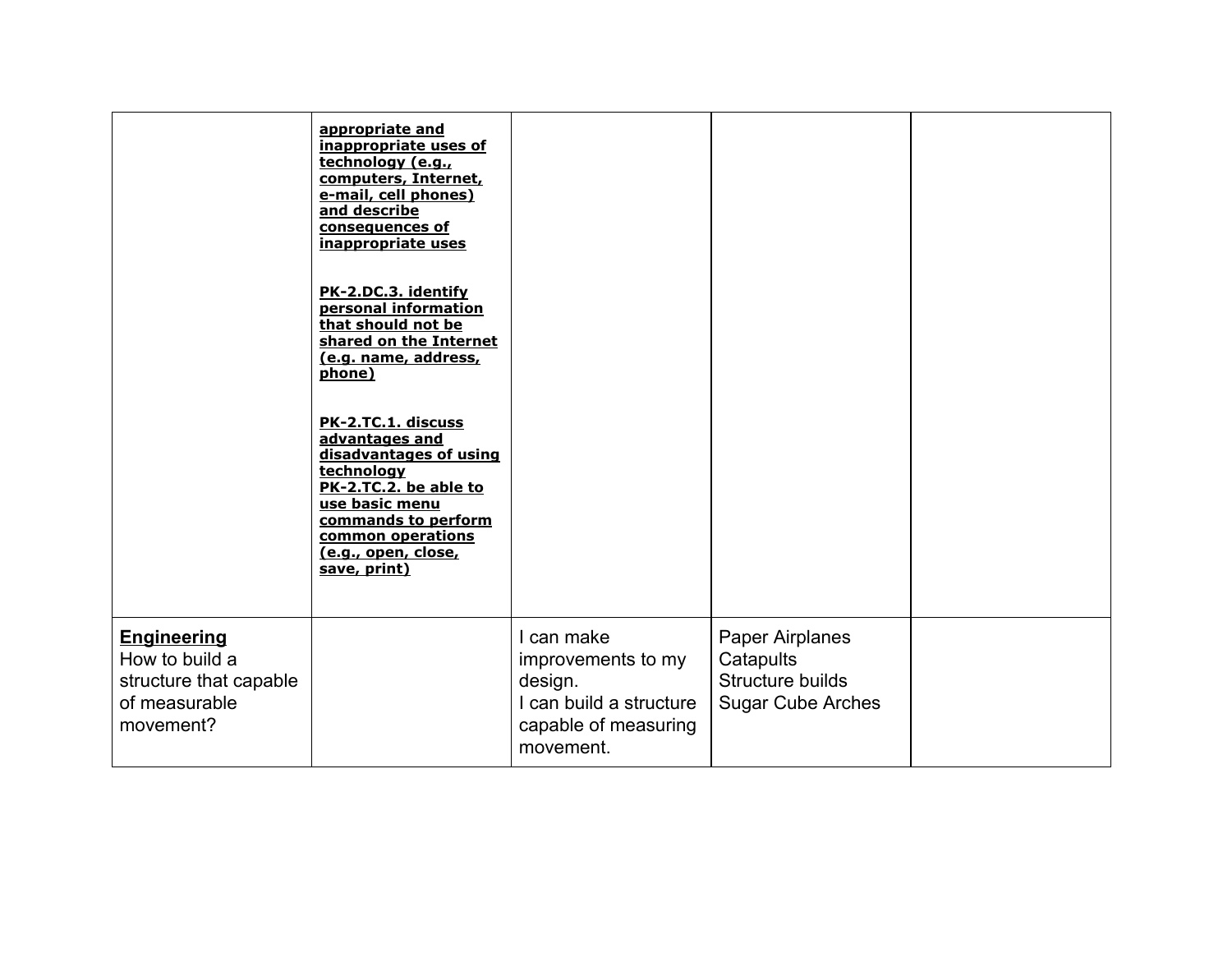| | | | | |
|---|---|---|---|---|
| | **<u>appropriate and inappropriate uses of technology (e.g., computers, Internet, e-mail, cell phones) and describe consequences of inappropriate uses</u>**<br><br>**<u>PK-2.DC.3. identify personal information that should not be shared on the Internet (e.g. name, address, phone)</u>**<br><br>**<u>PK-2.TC.1. discuss advantages and disadvantages of using technology</u>**<br>**<u>PK-2.TC.2. be able to use basic menu commands to perform common operations (e.g., open, close, save, print)</u>** | | | |
| **<u>Engineering</u>**<br>How to build a structure that capable of measurable movement? | | I can make improvements to my design.<br>I can build a structure capable of measuring movement. | Paper Airplanes<br>Catapults<br>Structure builds<br>Sugar Cube Arches | |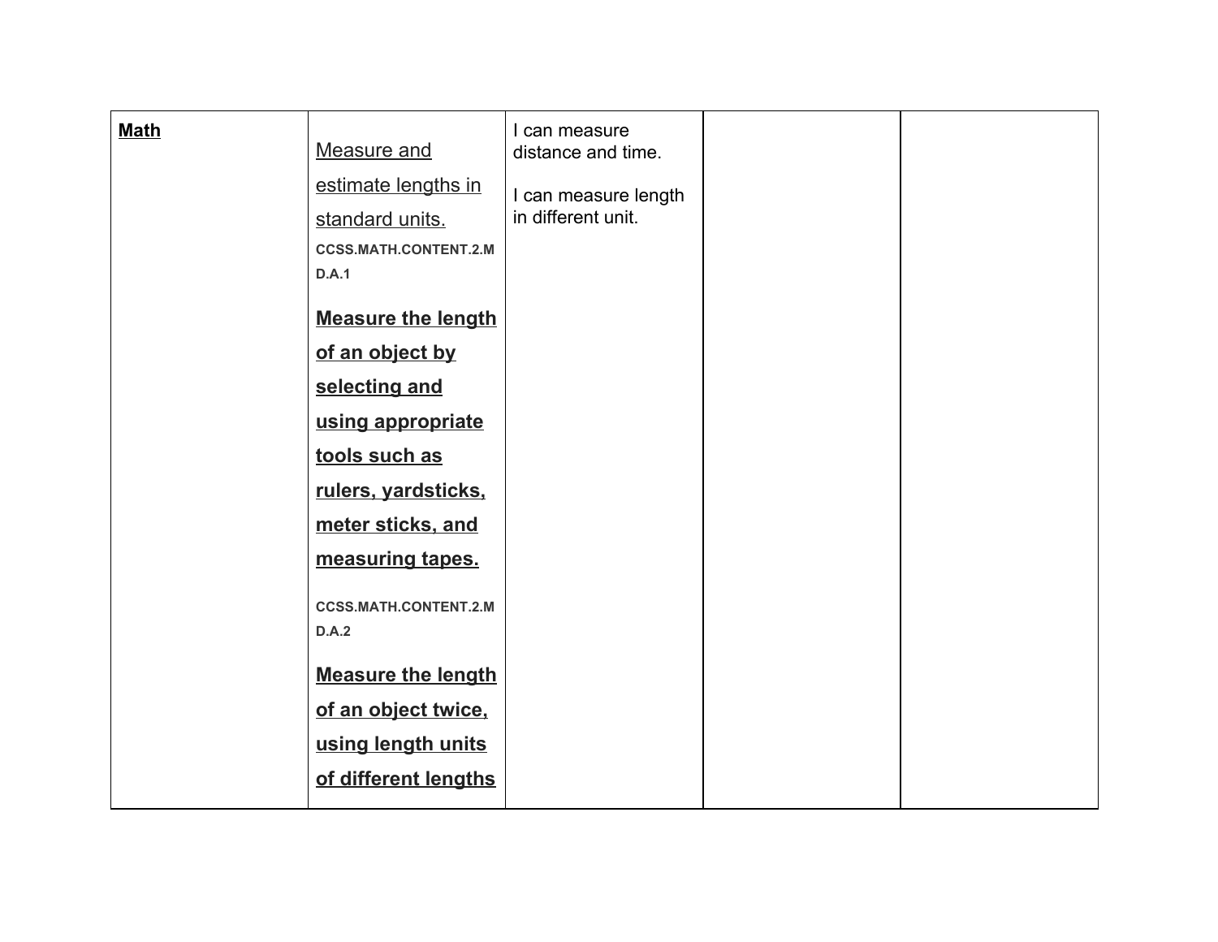| **Math** | Measure and estimate lengths in standard units. **CCSS.MATH.CONTENT.2.MD.A.1** **Measure the length of an object by selecting and using appropriate tools such as rulers, yardsticks, meter sticks, and measuring tapes.** **CCSS.MATH.CONTENT.2.MD.A.2** **Measure the length of an object twice, using length units of different lengths** | I can measure distance and time. I can measure length in different unit. | | |
|---|---|---|---|---|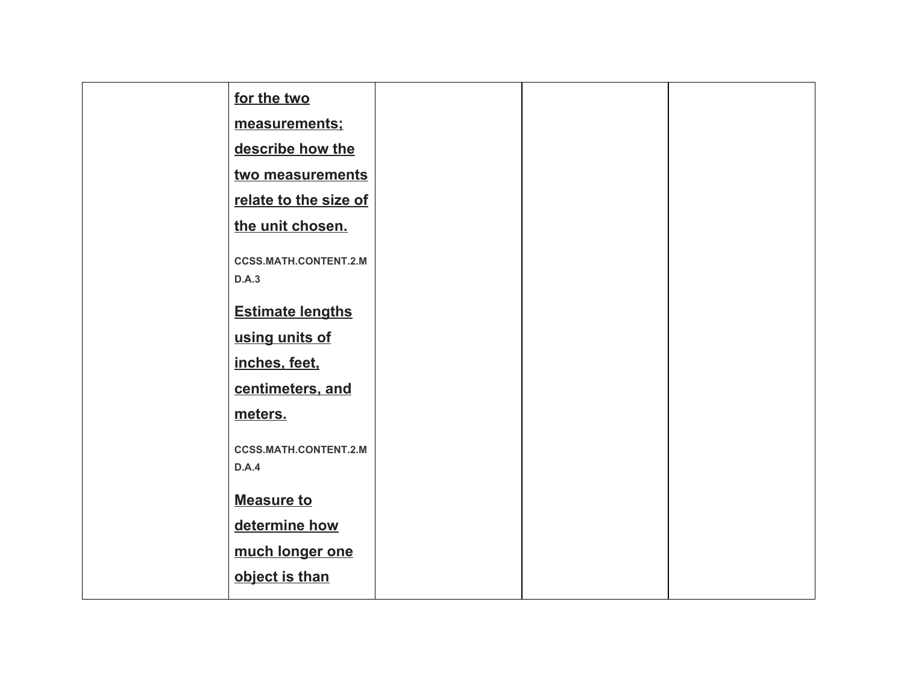| | | | | |
|---|---|---|---|---|
| | **for the two measurements; describe how the two measurements relate to the size of the unit chosen.**<br><br>**CCSS.MATH.CONTENT.2.MD.A.3**<br><br>**Estimate lengths using units of inches, feet, centimeters, and meters.**<br><br>**CCSS.MATH.CONTENT.2.MD.A.4**<br><br>**Measure to determine how much longer one object is than** | | | |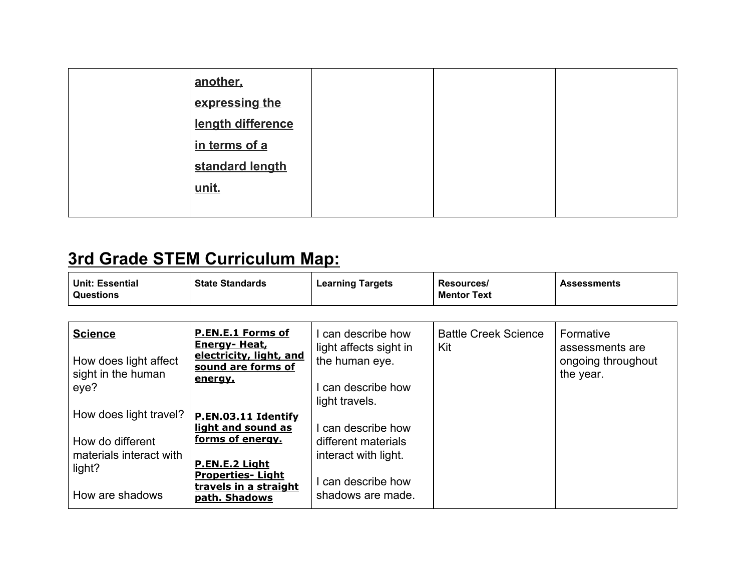| | | | | |
|---|---|---|---|---|
| | **another, expressing the length difference in terms of a standard length unit.** | | | |

## 3rd Grade STEM Curriculum Map:

| Unit: Essential Questions | State Standards | Learning Targets | Resources/ Mentor Text | Assessments |
|---|---|---|---|---|
| **Science**<br><br>How does light affect sight in the human eye?<br><br>How does light travel?<br><br>How do different materials interact with light?<br><br>How are shadows | **P.EN.E.1 Forms of Energy- Heat, electricity, light, and sound are forms of energy.**<br><br>**P.EN.03.11 Identify light and sound as forms of energy.**<br><br>**P.EN.E.2 Light Properties- Light travels in a straight path. Shadows** | I can describe how light affects sight in the human eye.<br><br>I can describe how light travels.<br><br>I can describe how different materials interact with light.<br><br>I can describe how shadows are made. | Battle Creek Science Kit | Formative assessments are ongoing throughout the year. |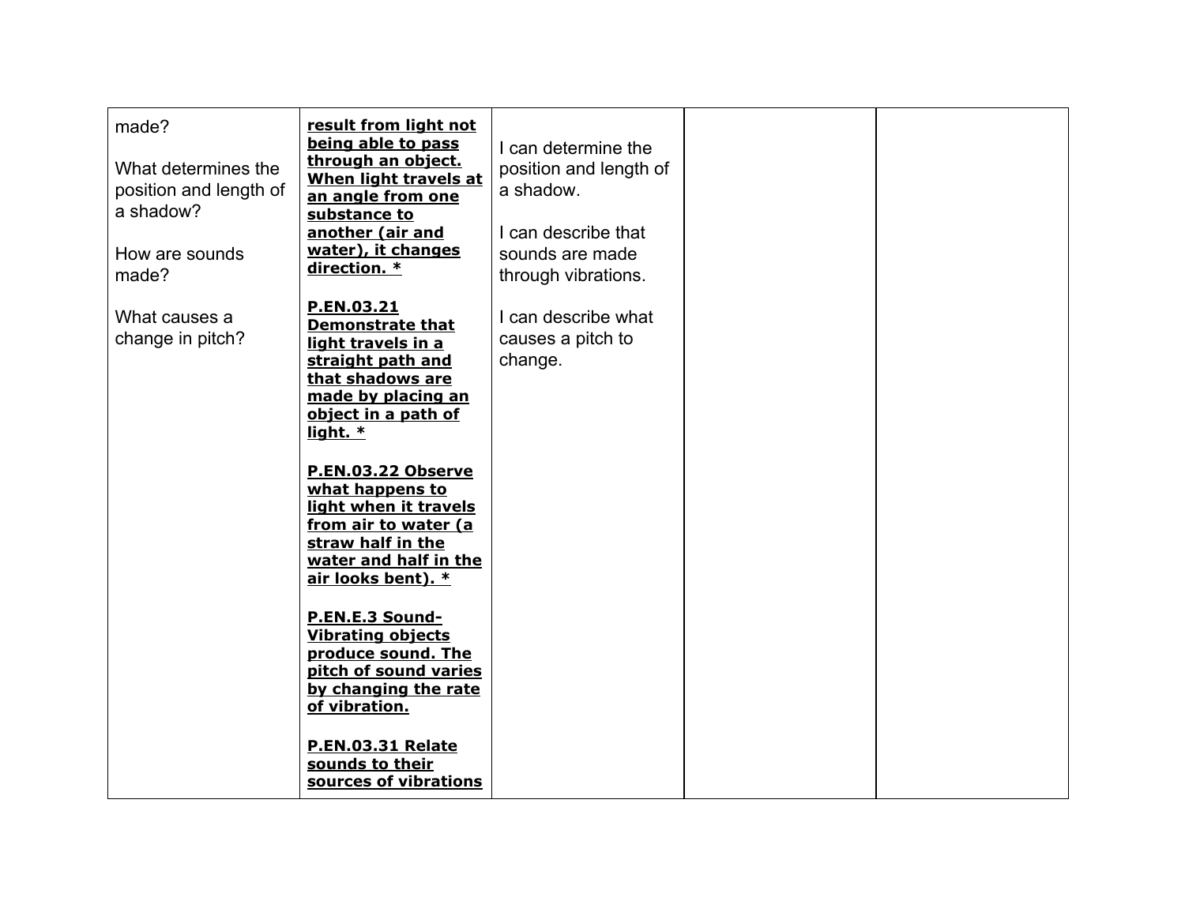| | | | | |
|---|---|---|---|---|
| made?<br><br>What determines the position and length of a shadow?<br><br>How are sounds made?<br><br>What causes a change in pitch? | **result from light not being able to pass through an object. When light travels at an angle from one substance to another (air and water), it changes direction. ***<br><br>**P.EN.03.21 Demonstrate that light travels in a straight path and that shadows are made by placing an object in a path of light. ***<br><br>**P.EN.03.22 Observe what happens to light when it travels from air to water (a straw half in the water and half in the air looks bent). ***<br><br>**P.EN.E.3 Sound- Vibrating objects produce sound. The pitch of sound varies by changing the rate of vibration.**<br><br>**P.EN.03.31 Relate sounds to their sources of vibrations** | I can determine the position and length of a shadow.<br><br>I can describe that sounds are made through vibrations.<br><br>I can describe what causes a pitch to change. | | |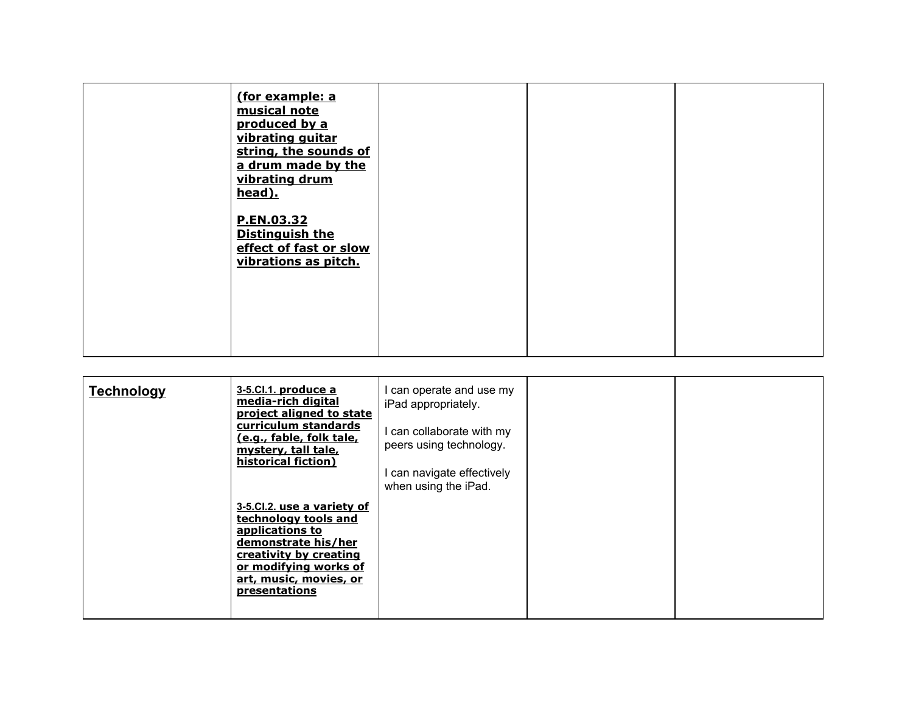| | | | | |
|---|---|---|---|---|
| | **(for example: a musical note produced by a vibrating guitar string, the sounds of a drum made by the vibrating drum head).**<br><br>**P.EN.03.32 Distinguish the effect of fast or slow vibrations as pitch.** | | | |

| | | | | |
|---|---|---|---|---|
| **Technology** | 3-5.CI.1. **produce a media-rich digital project aligned to state curriculum standards (e.g., fable, folk tale, mystery, tall tale, historical fiction)**<br><br>3-5.CI.2. **use a variety of technology tools and applications to demonstrate his/her creativity by creating or modifying works of art, music, movies, or presentations** | I can operate and use my iPad appropriately.<br><br>I can collaborate with my peers using technology.<br><br>I can navigate effectively when using the iPad. | | |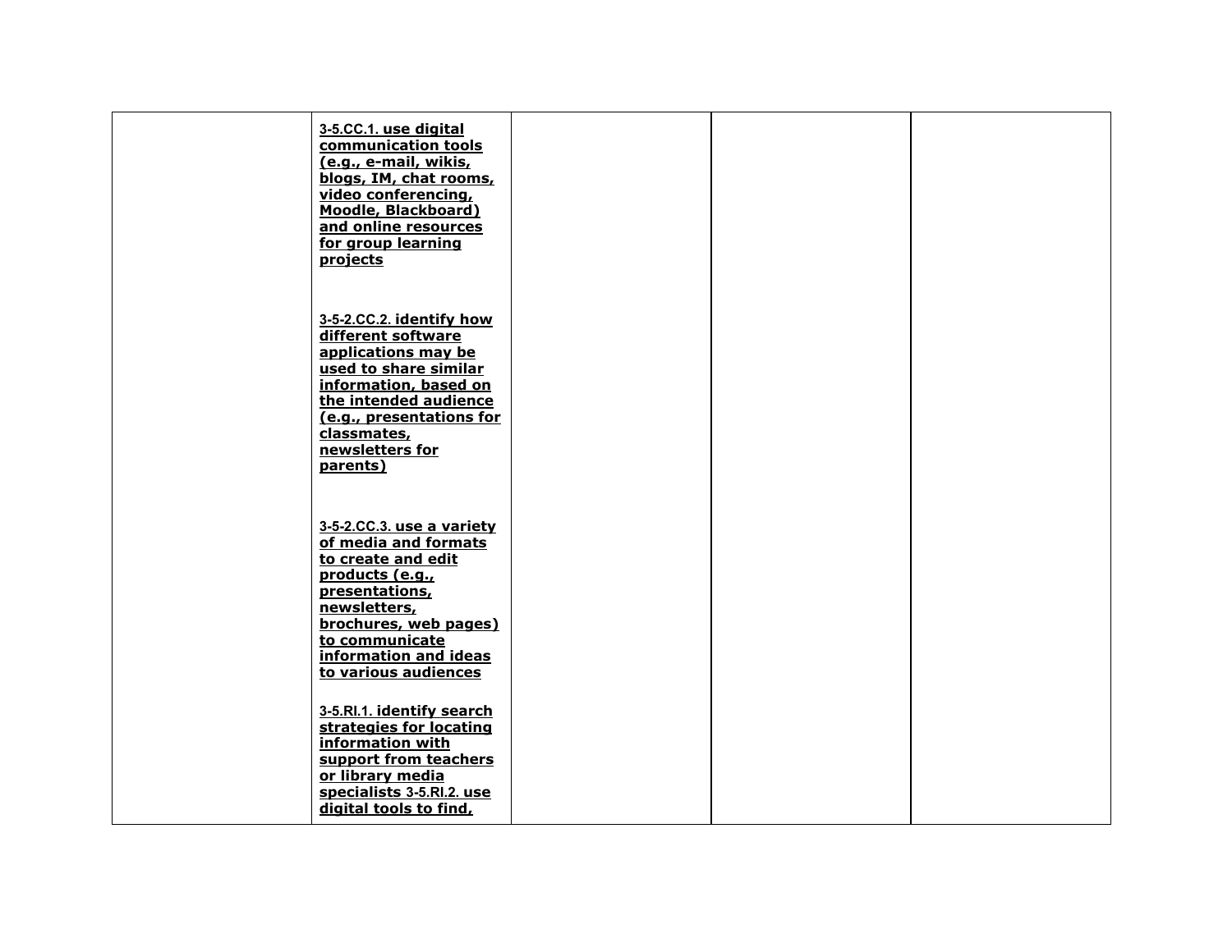|  |  |  |  |  |
|---|---|---|---|---|
|  | **3-5.CC.1. use digital communication tools (e.g., e-mail, wikis, blogs, IM, chat rooms, video conferencing, Moodle, Blackboard) and online resources for group learning projects**<br><br>**3-5-2.CC.2. identify how different software applications may be used to share similar information, based on the intended audience (e.g., presentations for classmates, newsletters for parents)**<br><br>**3-5-2.CC.3. use a variety of media and formats to create and edit products (e.g., presentations, newsletters, brochures, web pages) to communicate information and ideas to various audiences**<br><br>**3-5.RI.1. identify search strategies for locating information with support from teachers or library media specialists 3-5.RI.2. use digital tools to find,** |  |  |  |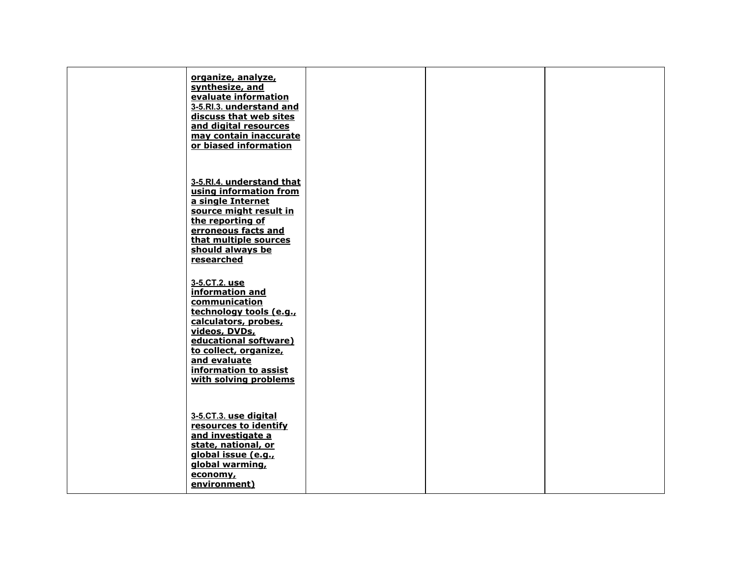|  |  |  |  |  |
|---|---|---|---|---|
|  | **organize, analyze, synthesize, and evaluate information** 3-5.RI.3. **understand and discuss that web sites and digital resources may contain inaccurate or biased information** 3-5.RI.4. **understand that using information from a single Internet source might result in the reporting of erroneous facts and that multiple sources should always be researched** 3-5.CT.2. **use information and communication technology tools (e.g., calculators, probes, videos, DVDs, educational software) to collect, organize, and evaluate information to assist with solving problems** 3-5.CT.3. **use digital resources to identify and investigate a state, national, or global issue (e.g., global warming, economy, environment)** |  |  |  |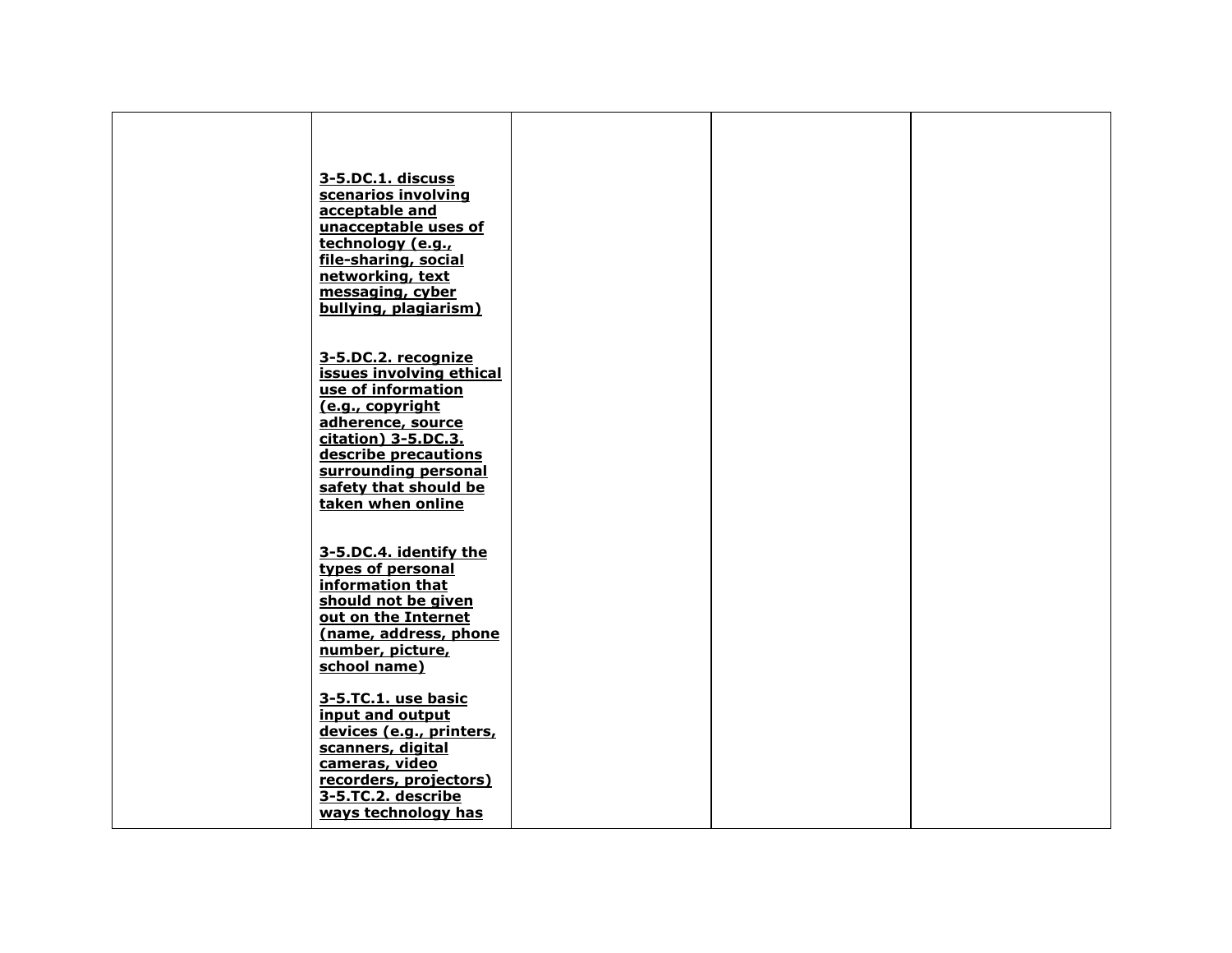|  |  |  |  |  |
| --- | --- | --- | --- | --- |
|  | **3-5.DC.1. discuss scenarios involving acceptable and unacceptable uses of technology (e.g., file-sharing, social networking, text messaging, cyber bullying, plagiarism)**<br><br>**3-5.DC.2. recognize issues involving ethical use of information (e.g., copyright adherence, source citation) 3-5.DC.3. describe precautions surrounding personal safety that should be taken when online**<br><br>**3-5.DC.4. identify the types of personal information that should not be given out on the Internet (name, address, phone number, picture, school name)**<br><br>**3-5.TC.1. use basic input and output devices (e.g., printers, scanners, digital cameras, video recorders, projectors) 3-5.TC.2. describe ways technology has** |  |  |  |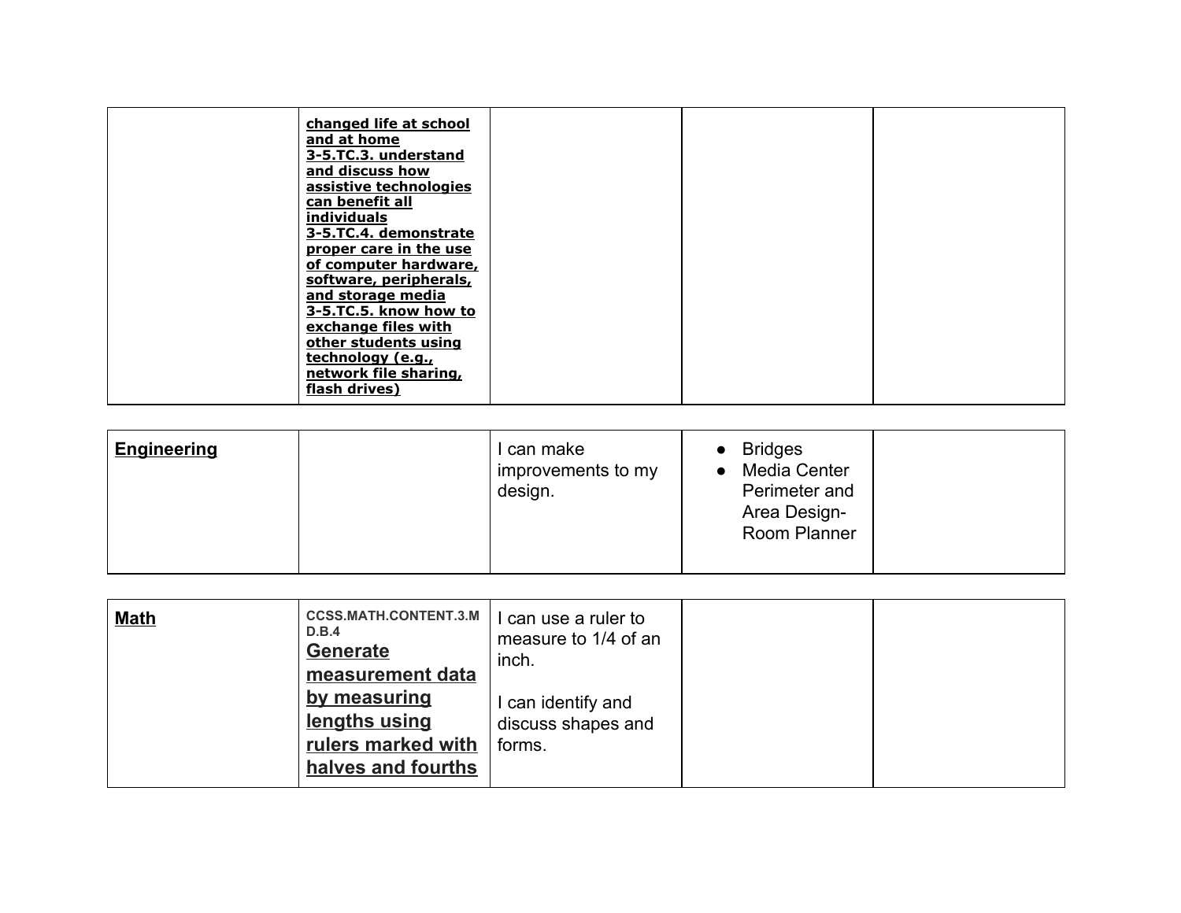| | | | | |
|---|---|---|---|---|
| | **changed life at school and at home** **3-5.TC.3. understand and discuss how assistive technologies can benefit all individuals** **3-5.TC.4. demonstrate proper care in the use of computer hardware, software, peripherals, and storage media** **3-5.TC.5. know how to exchange files with other students using technology (e.g., network file sharing, flash drives)** | | | |

| | | | | |
|---|---|---|---|---|
| **Engineering** | | I can make improvements to my design. | <ul><li>Bridges</li><li>Media Center Perimeter and Area Design- Room Planner</li></ul> | |

| | | | | |
|---|---|---|---|---|
| **Math** | **CCSS.MATH.CONTENT.3.MD.B.4** **Generate measurement data by measuring lengths using rulers marked with halves and fourths** | I can use a ruler to measure to 1/4 of an inch.<br><br>I can identify and discuss shapes and forms. | | |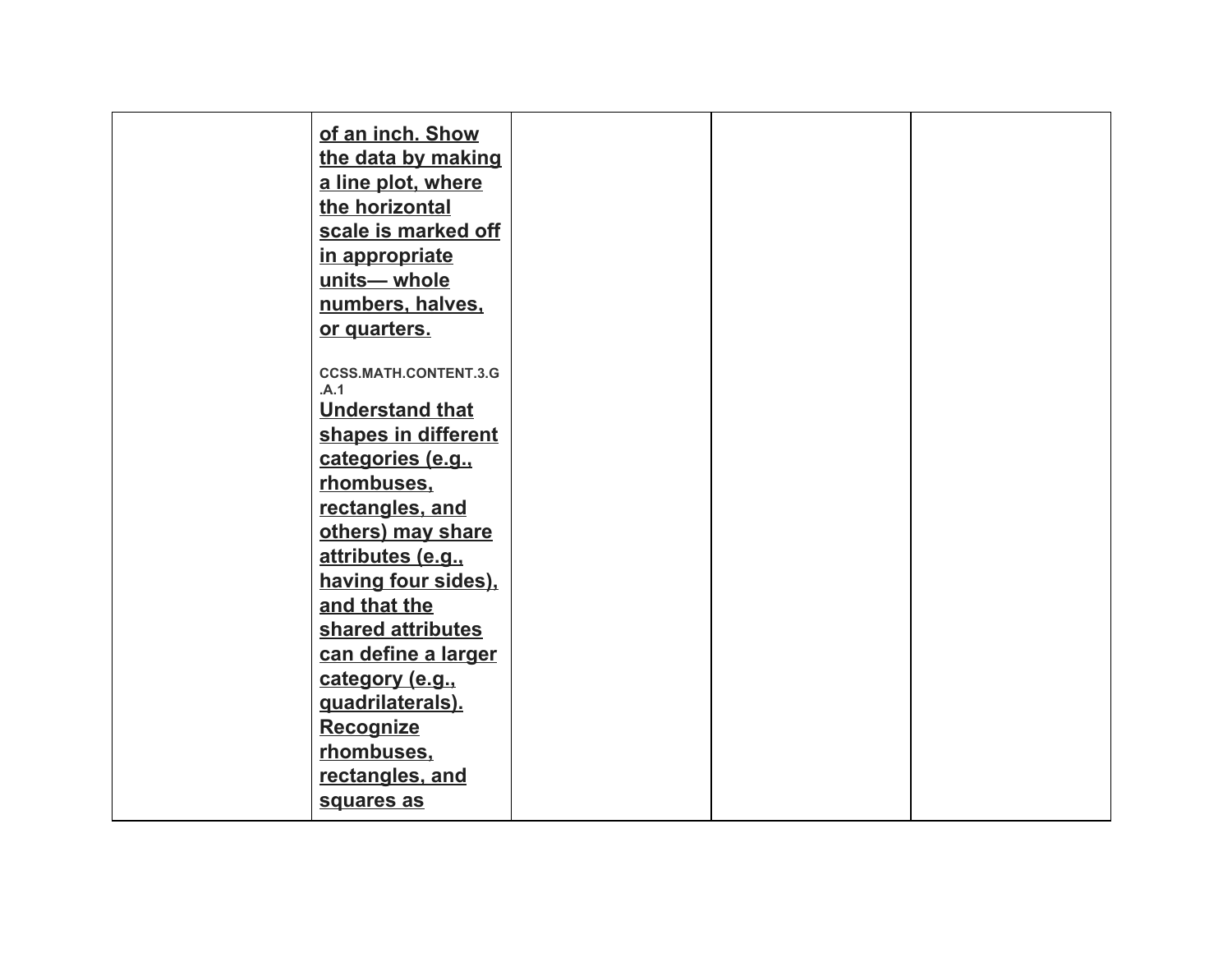|  |  |  |  |  |
|---|---|---|---|---|
|  | **of an inch. Show the data by making a line plot, where the horizontal scale is marked off in appropriate units— whole numbers, halves, or quarters.**<br><br>CCSS.MATH.CONTENT.3.G.A.1<br>**Understand that shapes in different categories (e.g., rhombuses, rectangles, and others) may share attributes (e.g., having four sides), and that the shared attributes can define a larger category (e.g., quadrilaterals). Recognize rhombuses, rectangles, and squares as** |  |  |  |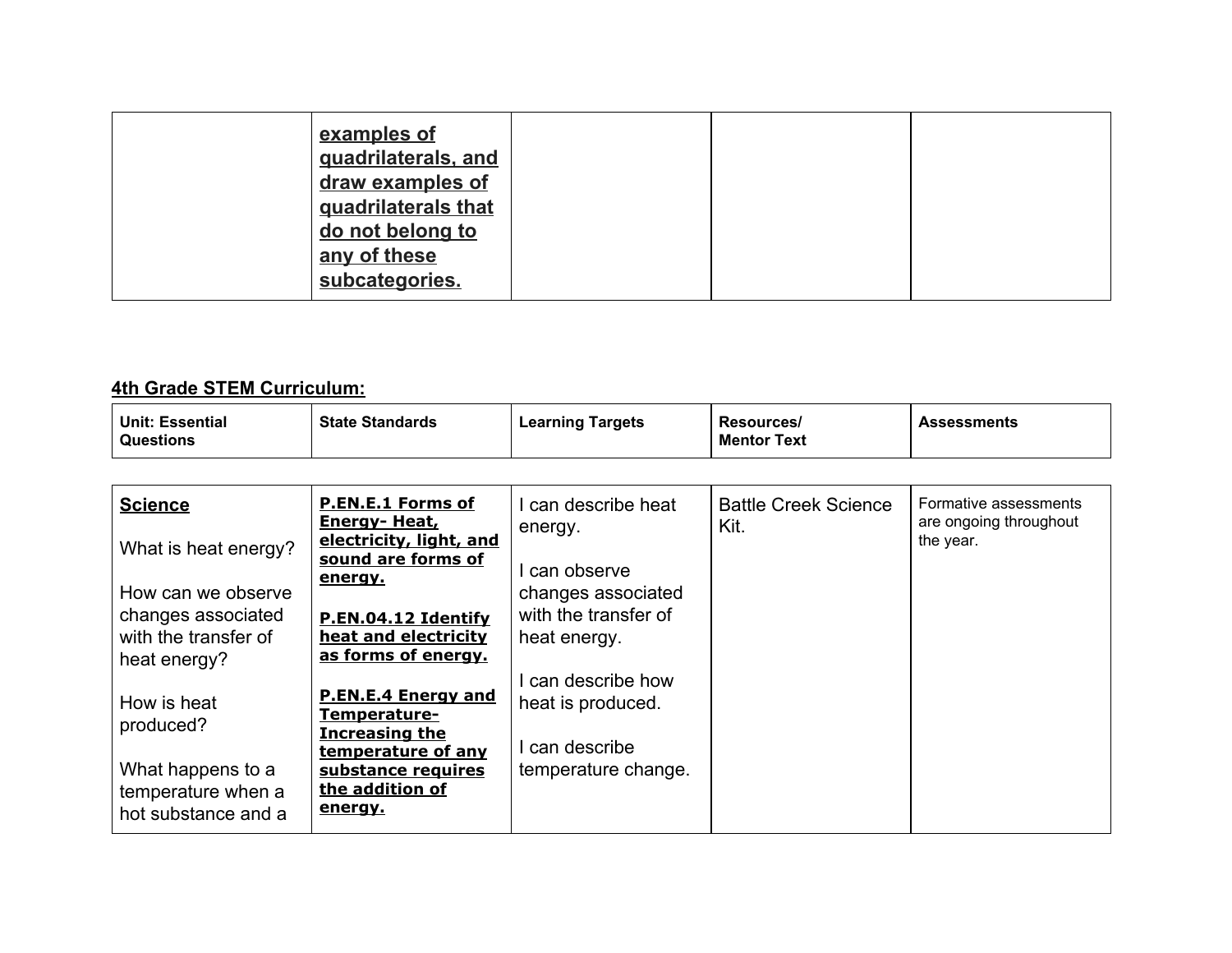| | **examples of quadrilaterals, and draw examples of quadrilaterals that do not belong to any of these subcategories.** | | | |
|---|---|---|---|---|

**4th Grade STEM Curriculum:**

| Unit: Essential Questions | State Standards | Learning Targets | Resources/ Mentor Text | Assessments |
|---|---|---|---|---|
| **Science**<br><br>What is heat energy?<br><br>How can we observe changes associated with the transfer of heat energy?<br><br>How is heat produced?<br><br>What happens to a temperature when a hot substance and a | **P.EN.E.1 Forms of Energy- Heat, electricity, light, and sound are forms of energy.**<br><br>**P.EN.04.12 Identify heat and electricity as forms of energy.**<br><br>**P.EN.E.4 Energy and Temperature- Increasing the temperature of any substance requires the addition of energy.** | I can describe heat energy.<br><br>I can observe changes associated with the transfer of heat energy.<br><br>I can describe how heat is produced.<br><br>I can describe temperature change. | Battle Creek Science Kit. | Formative assessments are ongoing throughout the year. |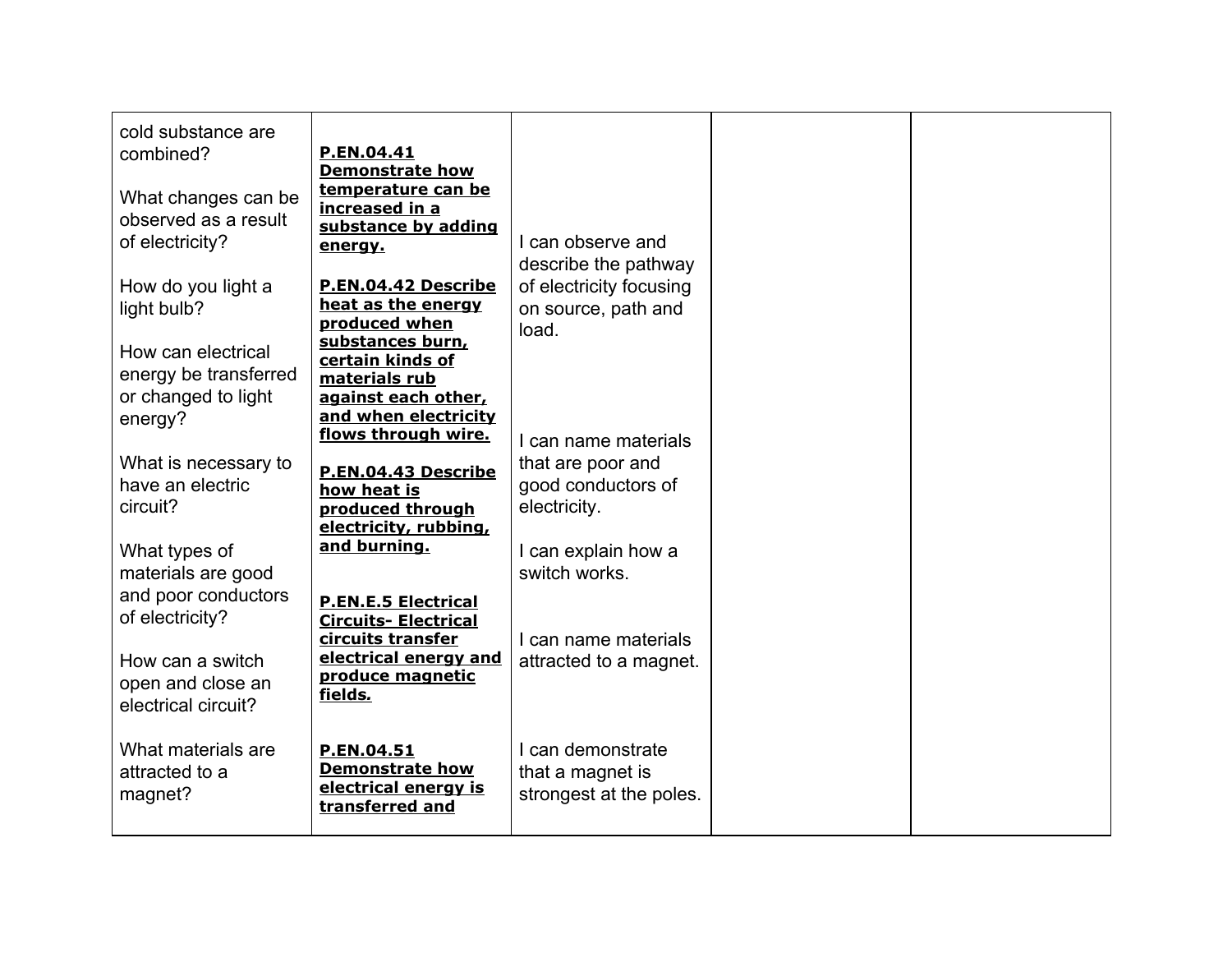| | | | | |
|---|---|---|---|---|
| cold substance are combined?<br><br>What changes can be observed as a result of electricity?<br><br>How do you light a light bulb?<br><br>How can electrical energy be transferred or changed to light energy?<br><br>What is necessary to have an electric circuit?<br><br>What types of materials are good and poor conductors of electricity?<br><br>How can a switch open and close an electrical circuit?<br><br>What materials are attracted to a magnet? | **P.EN.04.41 Demonstrate how temperature can be increased in a substance by adding energy.**<br><br>**P.EN.04.42 Describe heat as the energy produced when substances burn, certain kinds of materials rub against each other, and when electricity flows through wire.**<br><br>**P.EN.04.43 Describe how heat is produced through electricity, rubbing, and burning.**<br><br>**P.EN.E.5 Electrical Circuits- Electrical circuits transfer electrical energy and produce magnetic fields.**<br><br>**P.EN.04.51 Demonstrate how electrical energy is transferred and** | I can observe and describe the pathway of electricity focusing on source, path and load.<br><br>I can name materials that are poor and good conductors of electricity.<br><br>I can explain how a switch works.<br><br>I can name materials attracted to a magnet.<br><br>I can demonstrate that a magnet is strongest at the poles. | | |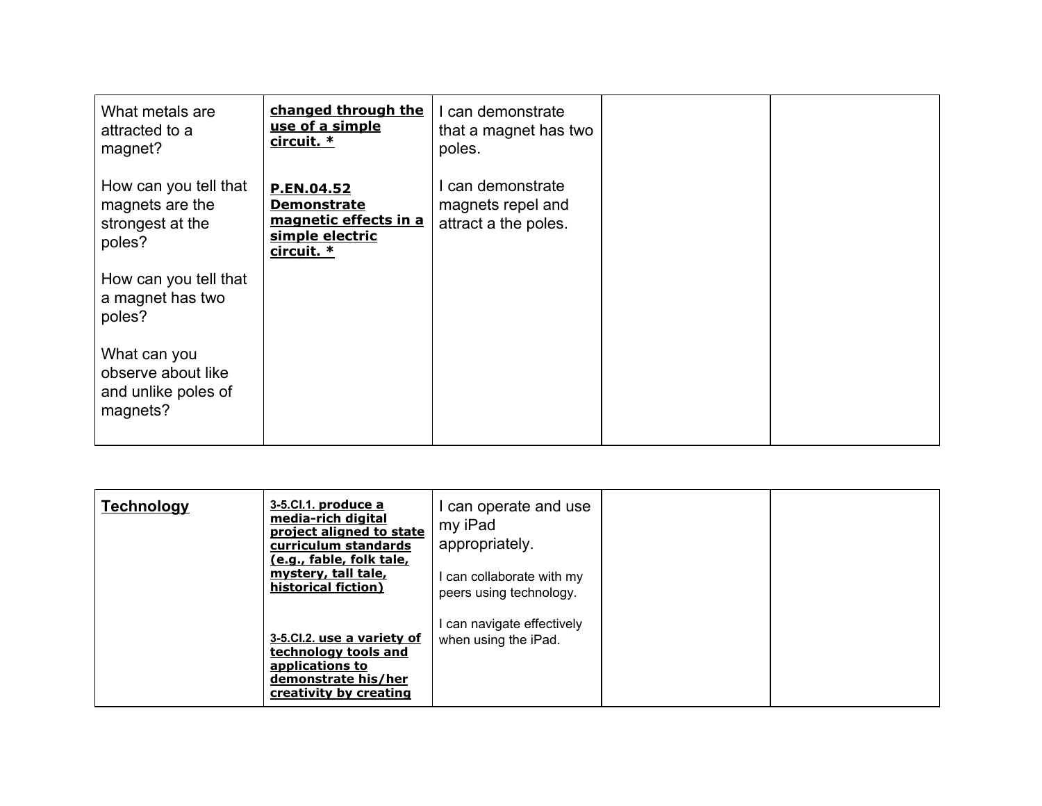| | | | | |
|---|---|---|---|---|
| What metals are attracted to a magnet?<br><br>How can you tell that magnets are the strongest at the poles?<br><br>How can you tell that a magnet has two poles?<br><br>What can you observe about like and unlike poles of magnets? | **changed through the use of a simple circuit. ***<br><br>**P.EN.04.52 Demonstrate magnetic effects in a simple electric circuit. *** | I can demonstrate that a magnet has two poles.<br><br>I can demonstrate magnets repel and attract a the poles. | | |

| | | | | |
|---|---|---|---|---|
| **Technology** | 3-5.CI.1. **produce a media-rich digital project aligned to state curriculum standards (e.g., fable, folk tale, mystery, tall tale, historical fiction)**<br><br>3-5.CI.2. **use a variety of technology tools and applications to demonstrate his/her creativity by creating** | I can operate and use my iPad appropriately.<br><br>I can collaborate with my peers using technology.<br><br>I can navigate effectively when using the iPad. | | |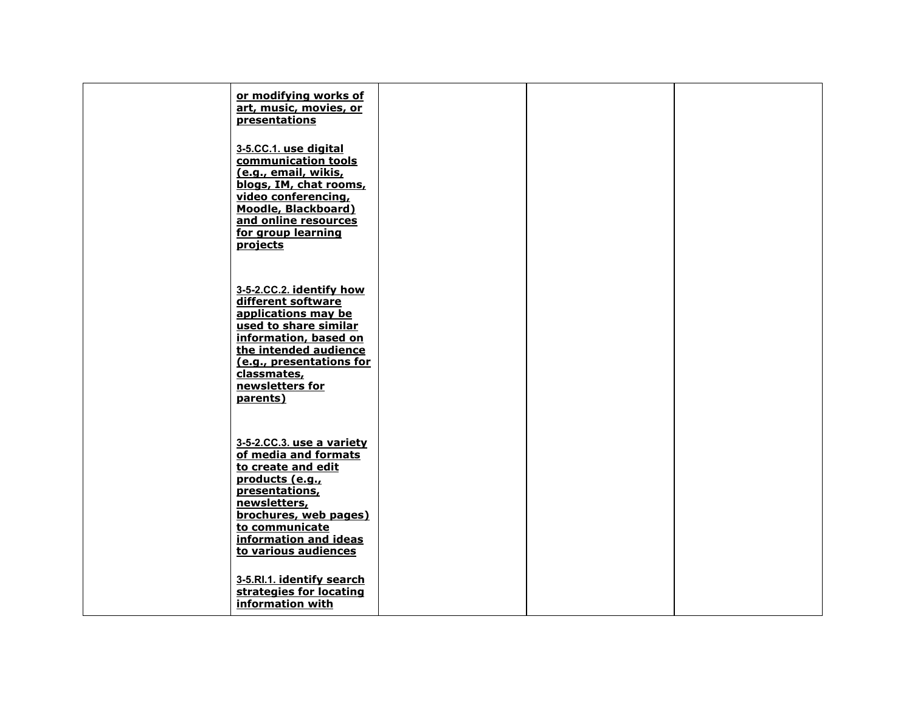|  |  |  |  |  |
|---|---|---|---|---|
|  | **or modifying works of art, music, movies, or presentations**<br><br>3-5.CC.1. **use digital communication tools (e.g., email, wikis, blogs, IM, chat rooms, video conferencing, Moodle, Blackboard) and online resources for group learning projects**<br><br>3-5-2.CC.2. **identify how different software applications may be used to share similar information, based on the intended audience (e.g., presentations for classmates, newsletters for parents)**<br><br>3-5-2.CC.3. **use a variety of media and formats to create and edit products (e.g., presentations, newsletters, brochures, web pages) to communicate information and ideas to various audiences**<br><br>3-5.RI.1. **identify search strategies for locating information with** |  |  |  |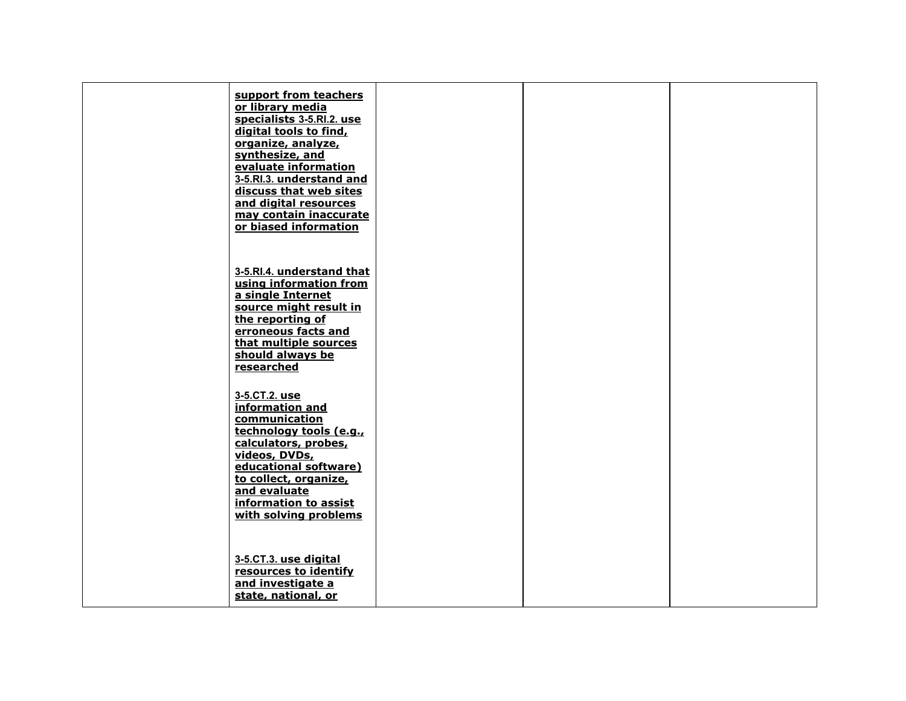| | | | | |
|---|---|---|---|---|
| | **support from teachers or library media specialists** 3-5.RI.2. **use digital tools to find, organize, analyze, synthesize, and evaluate information** 3-5.RI.3. **understand and discuss that web sites and digital resources may contain inaccurate or biased information**<br><br>3-5.RI.4. **understand that using information from a single Internet source might result in the reporting of erroneous facts and that multiple sources should always be researched**<br><br>3-5.CT.2. **use information and communication technology tools (e.g., calculators, probes, videos, DVDs, educational software) to collect, organize, and evaluate information to assist with solving problems**<br><br>3-5.CT.3. **use digital resources to identify and investigate a state, national, or** | | | |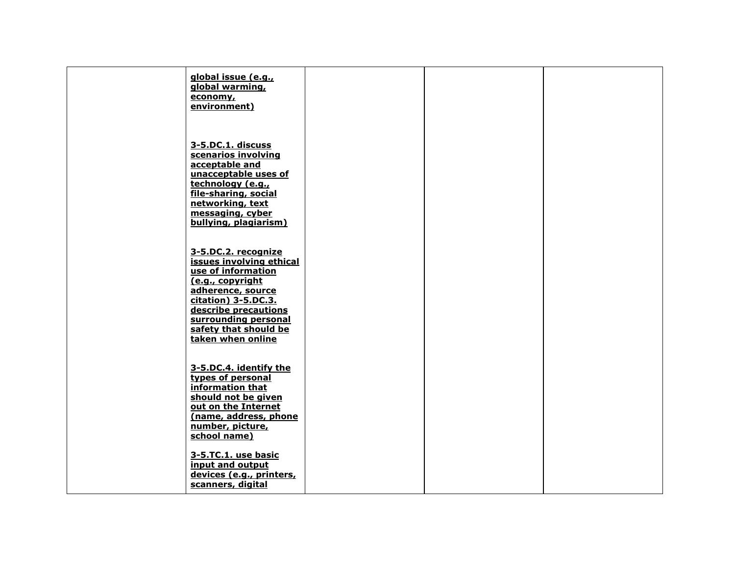|  |  |  |  |  |
|---|---|---|---|---|
|  | **global issue (e.g., global warming, economy, environment)**<br><br>**3-5.DC.1. discuss scenarios involving acceptable and unacceptable uses of technology (e.g., file-sharing, social networking, text messaging, cyber bullying, plagiarism)**<br><br>**3-5.DC.2. recognize issues involving ethical use of information (e.g., copyright adherence, source citation) 3-5.DC.3. describe precautions surrounding personal safety that should be taken when online**<br><br>**3-5.DC.4. identify the types of personal information that should not be given out on the Internet (name, address, phone number, picture, school name)**<br><br>**3-5.TC.1. use basic input and output devices (e.g., printers, scanners, digital** |  |  |  |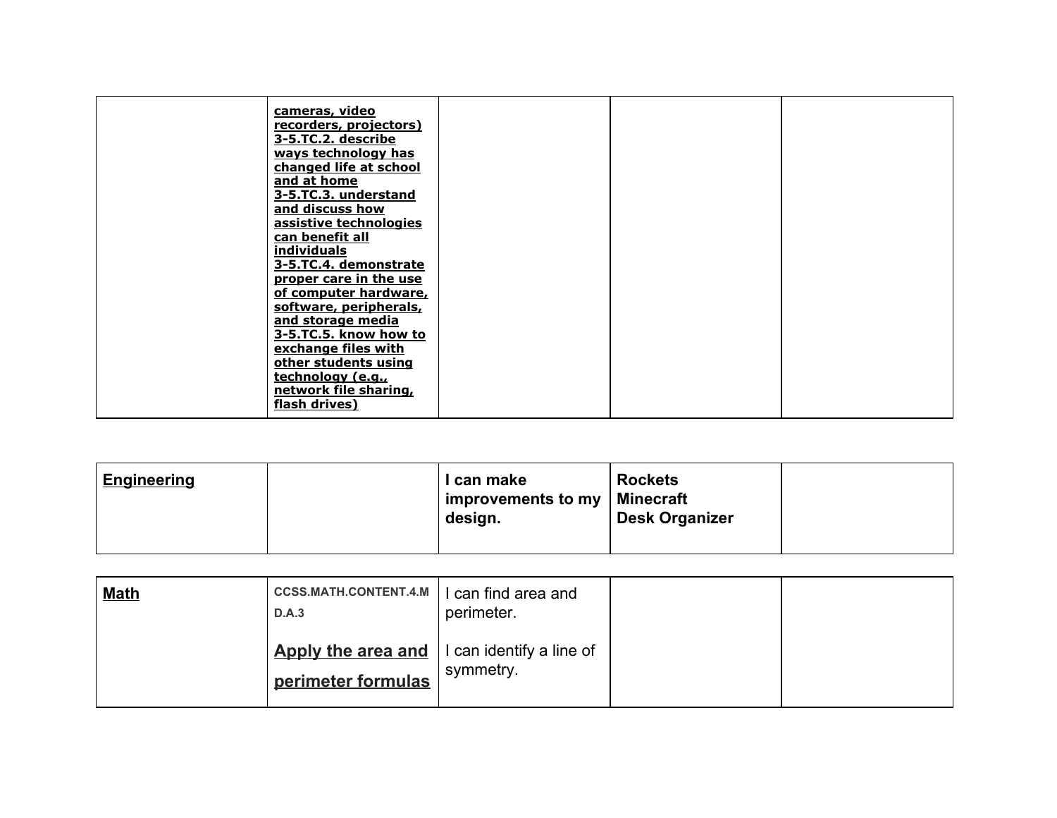| | | | | |
|---|---|---|---|---|
| | **cameras, video recorders, projectors)**<br>**3-5.TC.2. describe ways technology has changed life at school and at home**<br>**3-5.TC.3. understand and discuss how assistive technologies can benefit all individuals**<br>**3-5.TC.4. demonstrate proper care in the use of computer hardware, software, peripherals, and storage media**<br>**3-5.TC.5. know how to exchange files with other students using technology (e.g., network file sharing, flash drives)** | | | |

| | | | | |
|---|---|---|---|---|
| **Engineering** | | **I can make improvements to my design.** | **Rockets**<br>**Minecraft**<br>**Desk Organizer** | |

| | | | | |
|---|---|---|---|---|
| **Math** | **CCSS.MATH.CONTENT.4.MD.A.3**<br><br>**Apply the area and perimeter formulas** | I can find area and perimeter.<br><br>I can identify a line of symmetry. | | |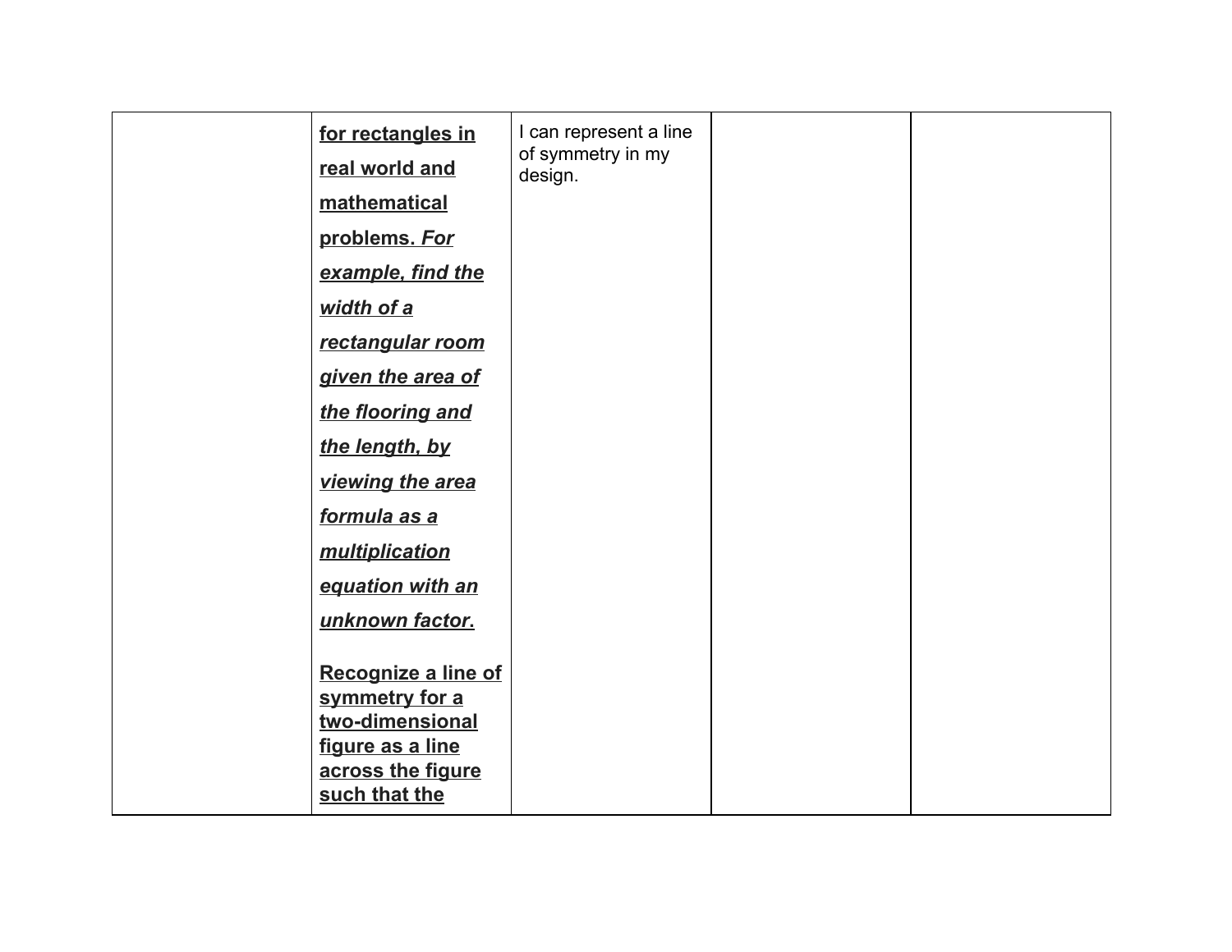| | | | | |
|---|---|---|---|---|
| | **for rectangles in real world and mathematical problems.** ***For example, find the width of a rectangular room given the area of the flooring and the length, by viewing the area formula as a multiplication equation with an unknown factor.*** <br><br> **Recognize a line of symmetry for a two-dimensional figure as a line across the figure such that the** | I can represent a line of symmetry in my design. | | |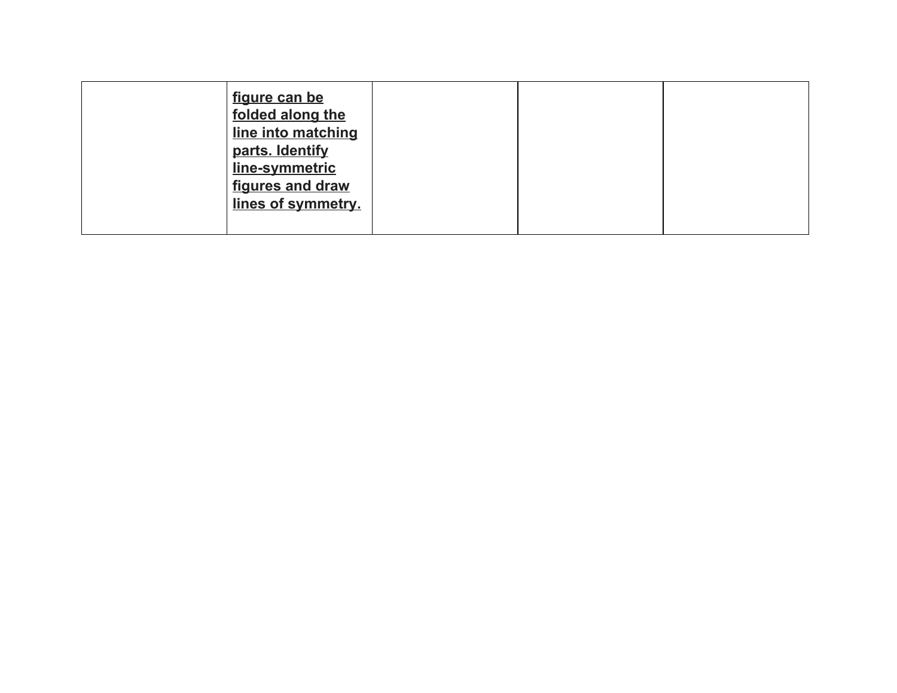| | | | | |
|---|---|---|---|---|
| | **figure can be folded along the line into matching parts. Identify line-symmetric figures and draw lines of symmetry.** | | | |